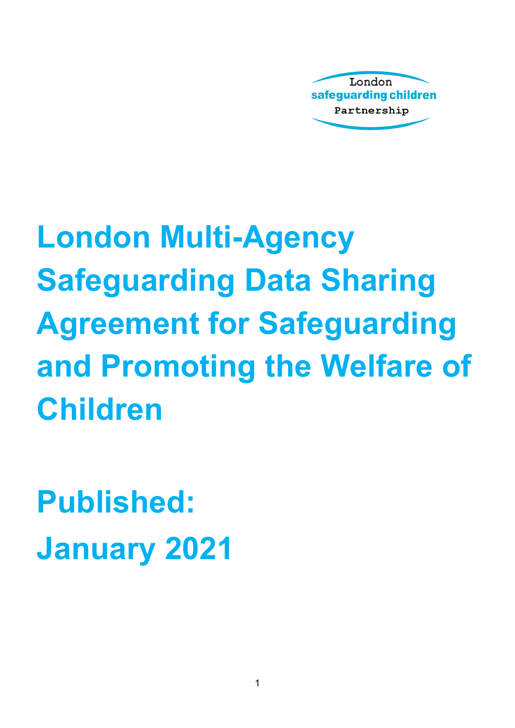London
safeguarding children
Partnership

# London Multi-Agency Safeguarding Data Sharing Agreement for Safeguarding and Promoting the Welfare of Children

## Published: January 2021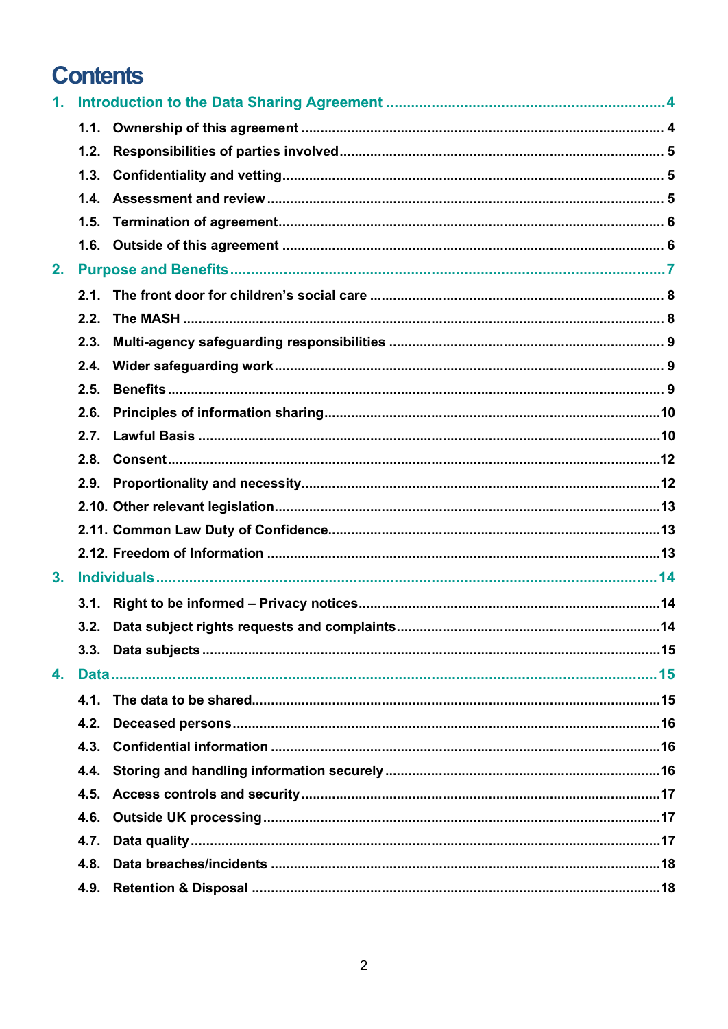# Contents

1. Introduction to the Data Sharing Agreement ........ 4
   - 1.1. Ownership of this agreement ........ 4
   - 1.2. Responsibilities of parties involved ........ 5
   - 1.3. Confidentiality and vetting ........ 5
   - 1.4. Assessment and review ........ 5
   - 1.5. Termination of agreement ........ 6
   - 1.6. Outside of this agreement ........ 6
2. Purpose and Benefits ........ 7
   - 2.1. The front door for children's social care ........ 8
   - 2.2. The MASH ........ 8
   - 2.3. Multi-agency safeguarding responsibilities ........ 9
   - 2.4. Wider safeguarding work ........ 9
   - 2.5. Benefits ........ 9
   - 2.6. Principles of information sharing ........ 10
   - 2.7. Lawful Basis ........ 10
   - 2.8. Consent ........ 12
   - 2.9. Proportionality and necessity ........ 12
   - 2.10. Other relevant legislation ........ 13
   - 2.11. Common Law Duty of Confidence ........ 13
   - 2.12. Freedom of Information ........ 13
3. Individuals ........ 14
   - 3.1. Right to be informed – Privacy notices ........ 14
   - 3.2. Data subject rights requests and complaints ........ 14
   - 3.3. Data subjects ........ 15
4. Data ........ 15
   - 4.1. The data to be shared ........ 15
   - 4.2. Deceased persons ........ 16
   - 4.3. Confidential information ........ 16
   - 4.4. Storing and handling information securely ........ 16
   - 4.5. Access controls and security ........ 17
   - 4.6. Outside UK processing ........ 17
   - 4.7. Data quality ........ 17
   - 4.8. Data breaches/incidents ........ 18
   - 4.9. Retention & Disposal ........ 18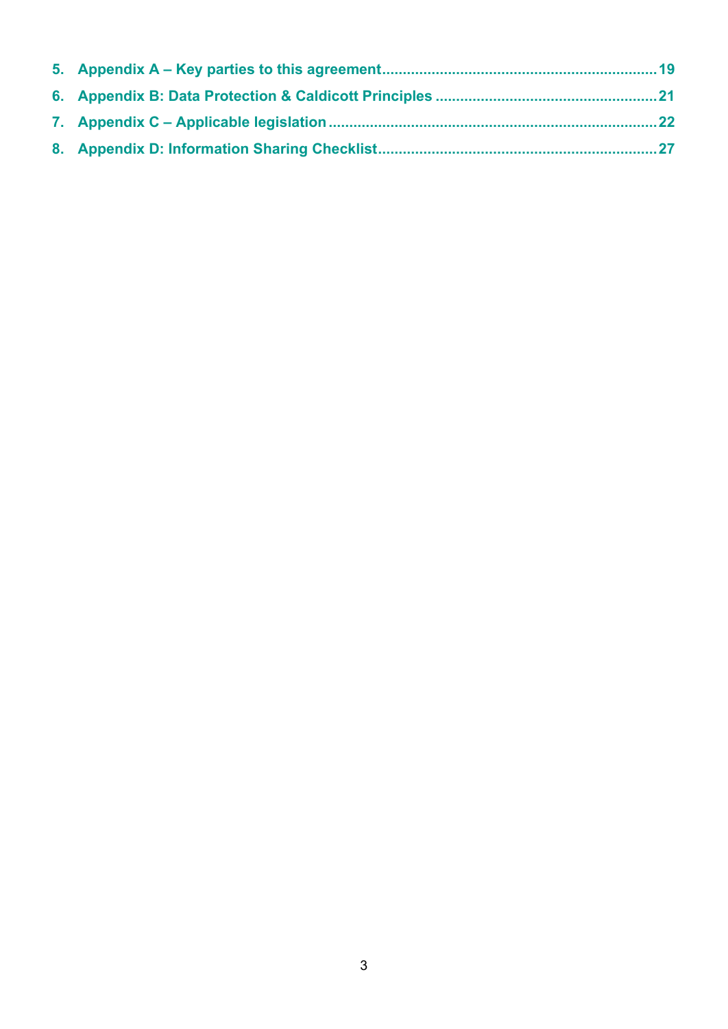5. **Appendix A – Key parties to this agreement** ........................................................ **19**
6. **Appendix B: Data Protection & Caldicott Principles** ............................................ **21**
7. **Appendix C – Applicable legislation** ...................................................................... **22**
8. **Appendix D: Information Sharing Checklist** ........................................................... **27**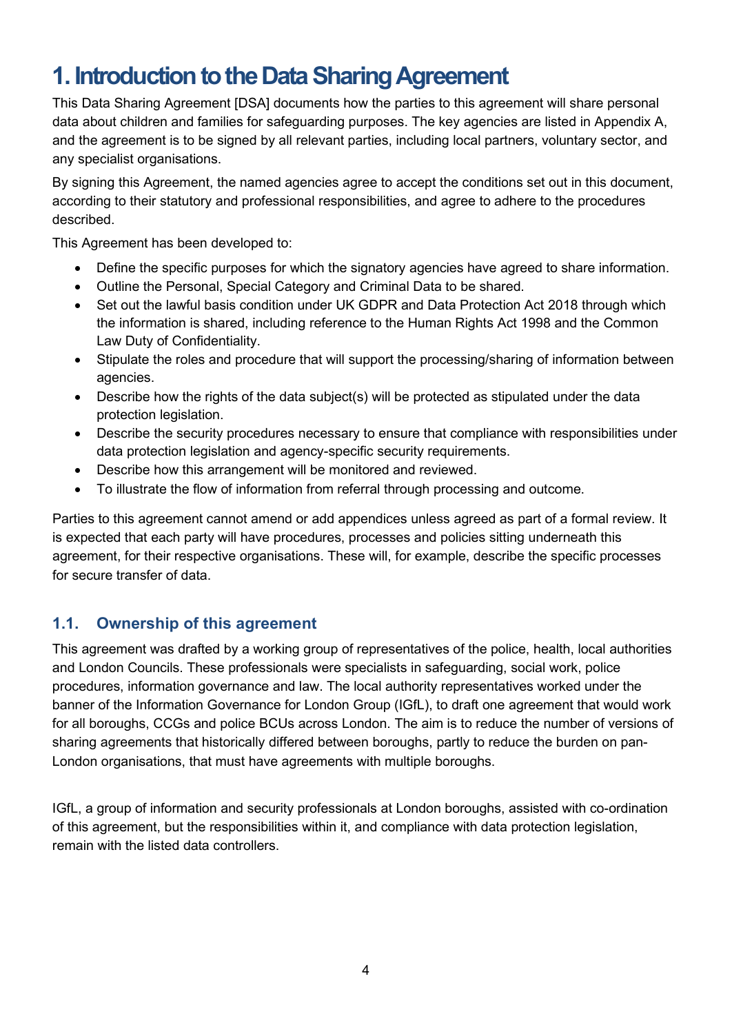# 1. Introduction to the Data Sharing Agreement

This Data Sharing Agreement [DSA] documents how the parties to this agreement will share personal data about children and families for safeguarding purposes. The key agencies are listed in Appendix A, and the agreement is to be signed by all relevant parties, including local partners, voluntary sector, and any specialist organisations.

By signing this Agreement, the named agencies agree to accept the conditions set out in this document, according to their statutory and professional responsibilities, and agree to adhere to the procedures described.

This Agreement has been developed to:

- Define the specific purposes for which the signatory agencies have agreed to share information.
- Outline the Personal, Special Category and Criminal Data to be shared.
- Set out the lawful basis condition under UK GDPR and Data Protection Act 2018 through which the information is shared, including reference to the Human Rights Act 1998 and the Common Law Duty of Confidentiality.
- Stipulate the roles and procedure that will support the processing/sharing of information between agencies.
- Describe how the rights of the data subject(s) will be protected as stipulated under the data protection legislation.
- Describe the security procedures necessary to ensure that compliance with responsibilities under data protection legislation and agency-specific security requirements.
- Describe how this arrangement will be monitored and reviewed.
- To illustrate the flow of information from referral through processing and outcome.

Parties to this agreement cannot amend or add appendices unless agreed as part of a formal review. It is expected that each party will have procedures, processes and policies sitting underneath this agreement, for their respective organisations. These will, for example, describe the specific processes for secure transfer of data.

## 1.1. Ownership of this agreement

This agreement was drafted by a working group of representatives of the police, health, local authorities and London Councils. These professionals were specialists in safeguarding, social work, police procedures, information governance and law. The local authority representatives worked under the banner of the Information Governance for London Group (IGfL), to draft one agreement that would work for all boroughs, CCGs and police BCUs across London. The aim is to reduce the number of versions of sharing agreements that historically differed between boroughs, partly to reduce the burden on pan-London organisations, that must have agreements with multiple boroughs.

IGfL, a group of information and security professionals at London boroughs, assisted with co-ordination of this agreement, but the responsibilities within it, and compliance with data protection legislation, remain with the listed data controllers.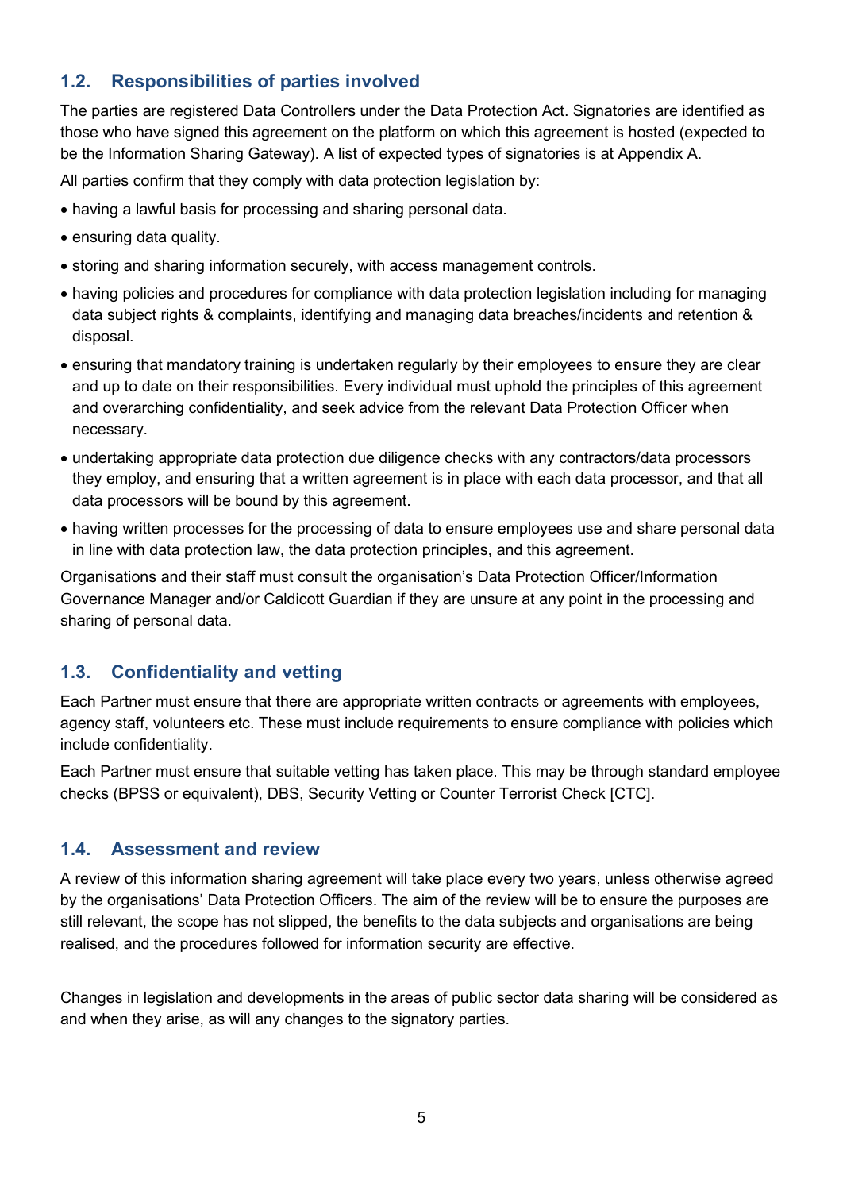## 1.2. Responsibilities of parties involved

The parties are registered Data Controllers under the Data Protection Act. Signatories are identified as those who have signed this agreement on the platform on which this agreement is hosted (expected to be the Information Sharing Gateway). A list of expected types of signatories is at Appendix A.

All parties confirm that they comply with data protection legislation by:

- having a lawful basis for processing and sharing personal data.
- ensuring data quality.
- storing and sharing information securely, with access management controls.
- having policies and procedures for compliance with data protection legislation including for managing data subject rights & complaints, identifying and managing data breaches/incidents and retention & disposal.
- ensuring that mandatory training is undertaken regularly by their employees to ensure they are clear and up to date on their responsibilities. Every individual must uphold the principles of this agreement and overarching confidentiality, and seek advice from the relevant Data Protection Officer when necessary.
- undertaking appropriate data protection due diligence checks with any contractors/data processors they employ, and ensuring that a written agreement is in place with each data processor, and that all data processors will be bound by this agreement.
- having written processes for the processing of data to ensure employees use and share personal data in line with data protection law, the data protection principles, and this agreement.

Organisations and their staff must consult the organisation's Data Protection Officer/Information Governance Manager and/or Caldicott Guardian if they are unsure at any point in the processing and sharing of personal data.

## 1.3. Confidentiality and vetting

Each Partner must ensure that there are appropriate written contracts or agreements with employees, agency staff, volunteers etc. These must include requirements to ensure compliance with policies which include confidentiality.

Each Partner must ensure that suitable vetting has taken place. This may be through standard employee checks (BPSS or equivalent), DBS, Security Vetting or Counter Terrorist Check [CTC].

## 1.4. Assessment and review

A review of this information sharing agreement will take place every two years, unless otherwise agreed by the organisations' Data Protection Officers. The aim of the review will be to ensure the purposes are still relevant, the scope has not slipped, the benefits to the data subjects and organisations are being realised, and the procedures followed for information security are effective.

Changes in legislation and developments in the areas of public sector data sharing will be considered as and when they arise, as will any changes to the signatory parties.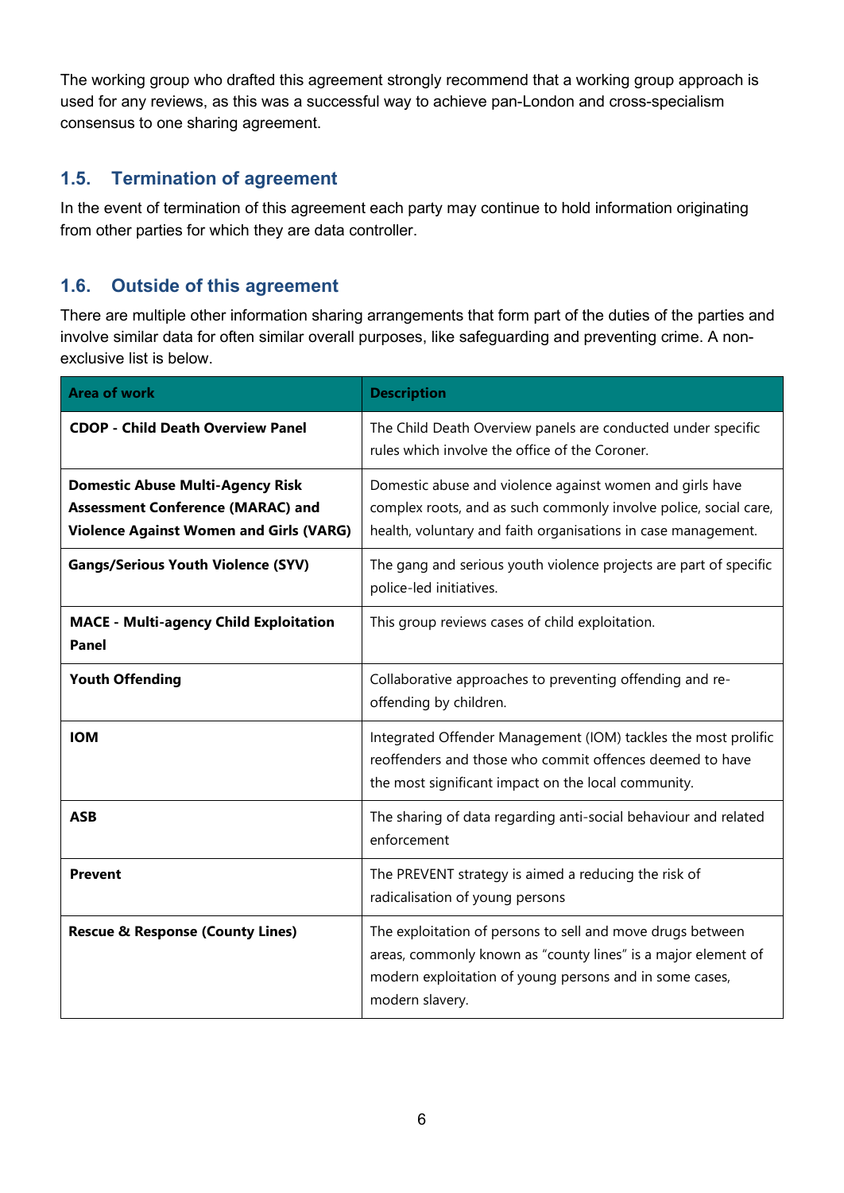The working group who drafted this agreement strongly recommend that a working group approach is used for any reviews, as this was a successful way to achieve pan-London and cross-specialism consensus to one sharing agreement.

## 1.5. Termination of agreement

In the event of termination of this agreement each party may continue to hold information originating from other parties for which they are data controller.

## 1.6. Outside of this agreement

There are multiple other information sharing arrangements that form part of the duties of the parties and involve similar data for often similar overall purposes, like safeguarding and preventing crime. A non-exclusive list is below.

| Area of work | Description |
|---|---|
| **CDOP - Child Death Overview Panel** | The Child Death Overview panels are conducted under specific rules which involve the office of the Coroner. |
| **Domestic Abuse Multi-Agency Risk Assessment Conference (MARAC) and Violence Against Women and Girls (VARG)** | Domestic abuse and violence against women and girls have complex roots, and as such commonly involve police, social care, health, voluntary and faith organisations in case management. |
| **Gangs/Serious Youth Violence (SYV)** | The gang and serious youth violence projects are part of specific police-led initiatives. |
| **MACE - Multi-agency Child Exploitation Panel** | This group reviews cases of child exploitation. |
| **Youth Offending** | Collaborative approaches to preventing offending and re-offending by children. |
| **IOM** | Integrated Offender Management (IOM) tackles the most prolific reoffenders and those who commit offences deemed to have the most significant impact on the local community. |
| **ASB** | The sharing of data regarding anti-social behaviour and related enforcement |
| **Prevent** | The PREVENT strategy is aimed a reducing the risk of radicalisation of young persons |
| **Rescue & Response (County Lines)** | The exploitation of persons to sell and move drugs between areas, commonly known as "county lines" is a major element of modern exploitation of young persons and in some cases, modern slavery. |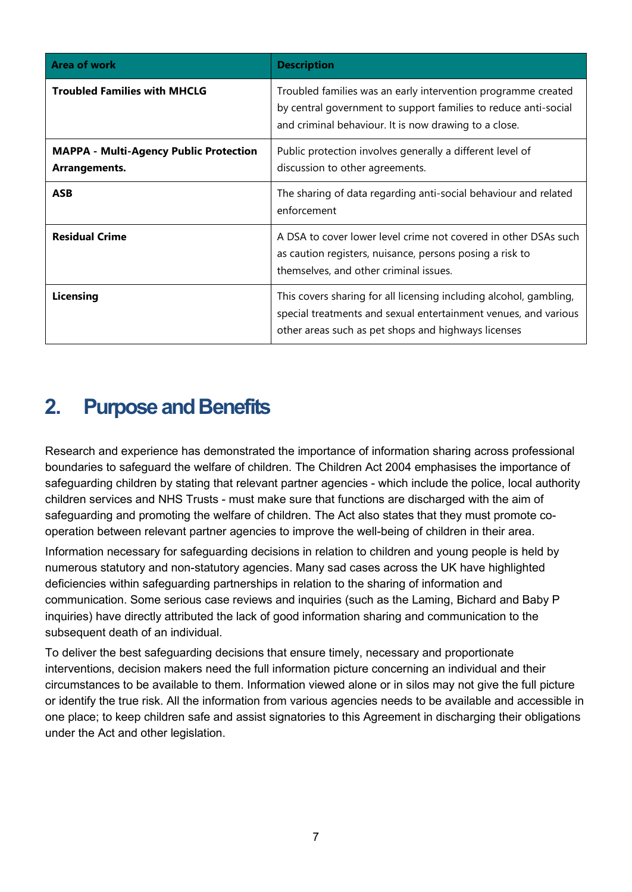| Area of work | Description |
| --- | --- |
| **Troubled Families with MHCLG** | Troubled families was an early intervention programme created by central government to support families to reduce anti-social and criminal behaviour. It is now drawing to a close. |
| **MAPPA - Multi-Agency Public Protection Arrangements.** | Public protection involves generally a different level of discussion to other agreements. |
| **ASB** | The sharing of data regarding anti-social behaviour and related enforcement |
| **Residual Crime** | A DSA to cover lower level crime not covered in other DSAs such as caution registers, nuisance, persons posing a risk to themselves, and other criminal issues. |
| **Licensing** | This covers sharing for all licensing including alcohol, gambling, special treatments and sexual entertainment venues, and various other areas such as pet shops and highways licenses |

## 2. Purpose and Benefits

Research and experience has demonstrated the importance of information sharing across professional boundaries to safeguard the welfare of children. The Children Act 2004 emphasises the importance of safeguarding children by stating that relevant partner agencies - which include the police, local authority children services and NHS Trusts - must make sure that functions are discharged with the aim of safeguarding and promoting the welfare of children. The Act also states that they must promote co-operation between relevant partner agencies to improve the well-being of children in their area.

Information necessary for safeguarding decisions in relation to children and young people is held by numerous statutory and non-statutory agencies. Many sad cases across the UK have highlighted deficiencies within safeguarding partnerships in relation to the sharing of information and communication. Some serious case reviews and inquiries (such as the Laming, Bichard and Baby P inquiries) have directly attributed the lack of good information sharing and communication to the subsequent death of an individual.

To deliver the best safeguarding decisions that ensure timely, necessary and proportionate interventions, decision makers need the full information picture concerning an individual and their circumstances to be available to them. Information viewed alone or in silos may not give the full picture or identify the true risk. All the information from various agencies needs to be available and accessible in one place; to keep children safe and assist signatories to this Agreement in discharging their obligations under the Act and other legislation.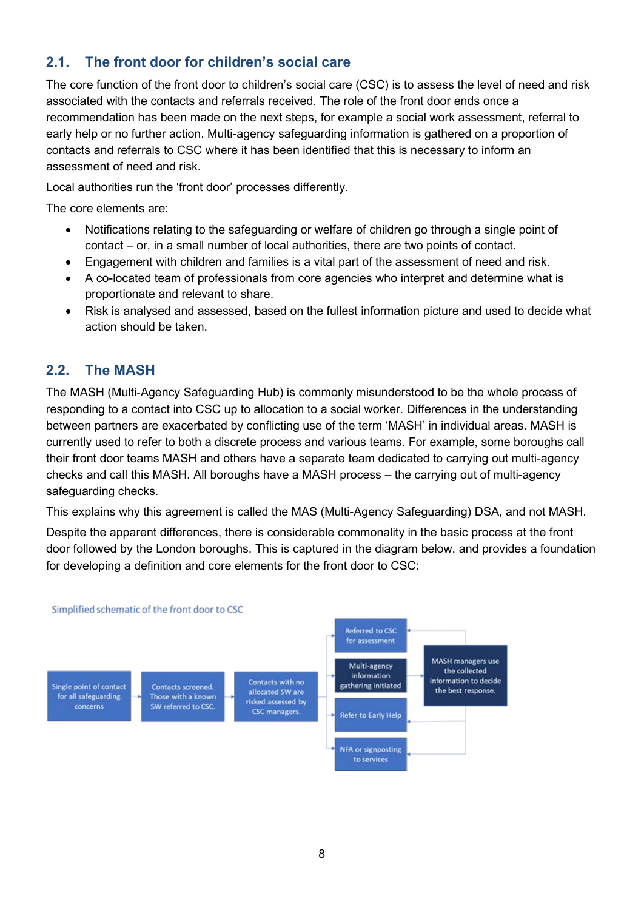## 2.1. The front door for children's social care

The core function of the front door to children's social care (CSC) is to assess the level of need and risk associated with the contacts and referrals received. The role of the front door ends once a recommendation has been made on the next steps, for example a social work assessment, referral to early help or no further action. Multi-agency safeguarding information is gathered on a proportion of contacts and referrals to CSC where it has been identified that this is necessary to inform an assessment of need and risk.

Local authorities run the 'front door' processes differently.

The core elements are:

- Notifications relating to the safeguarding or welfare of children go through a single point of contact – or, in a small number of local authorities, there are two points of contact.
- Engagement with children and families is a vital part of the assessment of need and risk.
- A co-located team of professionals from core agencies who interpret and determine what is proportionate and relevant to share.
- Risk is analysed and assessed, based on the fullest information picture and used to decide what action should be taken.

## 2.2. The MASH

The MASH (Multi-Agency Safeguarding Hub) is commonly misunderstood to be the whole process of responding to a contact into CSC up to allocation to a social worker. Differences in the understanding between partners are exacerbated by conflicting use of the term 'MASH' in individual areas. MASH is currently used to refer to both a discrete process and various teams. For example, some boroughs call their front door teams MASH and others have a separate team dedicated to carrying out multi-agency checks and call this MASH. All boroughs have a MASH process – the carrying out of multi-agency safeguarding checks.

This explains why this agreement is called the MAS (Multi-Agency Safeguarding) DSA, and not MASH.

Despite the apparent differences, there is considerable commonality in the basic process at the front door followed by the London boroughs. This is captured in the diagram below, and provides a foundation for developing a definition and core elements for the front door to CSC:

Simplified schematic of the front door to CSC

- Single point of contact for all safeguarding concerns
- Contacts screened. Those with a known SW referred to CSC.
- Contacts with no allocated SW are risked assessed by CSC managers.
- Referred to CSC for assessment
- Multi-agency information gathering initiated
- MASH managers use the collected information to decide the best response.
- Refer to Early Help
- NFA or signposting to services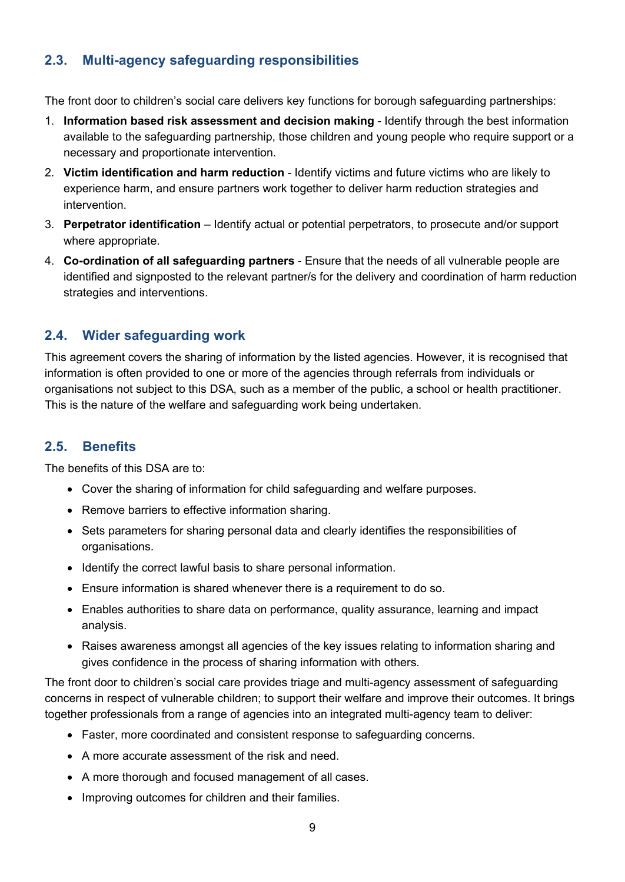## 2.3. Multi-agency safeguarding responsibilities

The front door to children's social care delivers key functions for borough safeguarding partnerships:

1. **Information based risk assessment and decision making** - Identify through the best information available to the safeguarding partnership, those children and young people who require support or a necessary and proportionate intervention.
2. **Victim identification and harm reduction** - Identify victims and future victims who are likely to experience harm, and ensure partners work together to deliver harm reduction strategies and intervention.
3. **Perpetrator identification** – Identify actual or potential perpetrators, to prosecute and/or support where appropriate.
4. **Co-ordination of all safeguarding partners** - Ensure that the needs of all vulnerable people are identified and signposted to the relevant partner/s for the delivery and coordination of harm reduction strategies and interventions.

## 2.4. Wider safeguarding work

This agreement covers the sharing of information by the listed agencies. However, it is recognised that information is often provided to one or more of the agencies through referrals from individuals or organisations not subject to this DSA, such as a member of the public, a school or health practitioner. This is the nature of the welfare and safeguarding work being undertaken.

## 2.5. Benefits

The benefits of this DSA are to:

- Cover the sharing of information for child safeguarding and welfare purposes.
- Remove barriers to effective information sharing.
- Sets parameters for sharing personal data and clearly identifies the responsibilities of organisations.
- Identify the correct lawful basis to share personal information.
- Ensure information is shared whenever there is a requirement to do so.
- Enables authorities to share data on performance, quality assurance, learning and impact analysis.
- Raises awareness amongst all agencies of the key issues relating to information sharing and gives confidence in the process of sharing information with others.

The front door to children's social care provides triage and multi-agency assessment of safeguarding concerns in respect of vulnerable children; to support their welfare and improve their outcomes. It brings together professionals from a range of agencies into an integrated multi-agency team to deliver:

- Faster, more coordinated and consistent response to safeguarding concerns.
- A more accurate assessment of the risk and need.
- A more thorough and focused management of all cases.
- Improving outcomes for children and their families.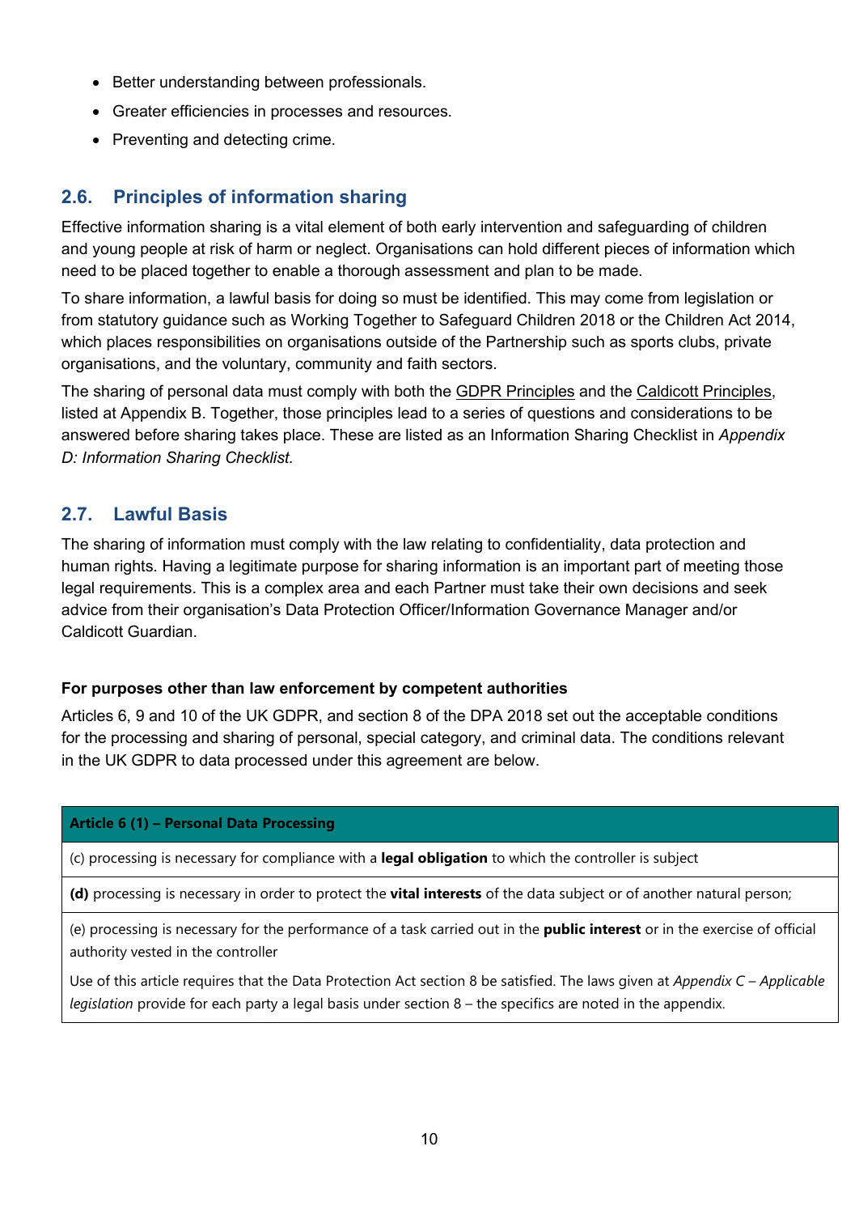- Better understanding between professionals.
- Greater efficiencies in processes and resources.
- Preventing and detecting crime.

## 2.6. Principles of information sharing

Effective information sharing is a vital element of both early intervention and safeguarding of children and young people at risk of harm or neglect. Organisations can hold different pieces of information which need to be placed together to enable a thorough assessment and plan to be made.

To share information, a lawful basis for doing so must be identified. This may come from legislation or from statutory guidance such as Working Together to Safeguard Children 2018 or the Children Act 2014, which places responsibilities on organisations outside of the Partnership such as sports clubs, private organisations, and the voluntary, community and faith sectors.

The sharing of personal data must comply with both the GDPR Principles and the Caldicott Principles, listed at Appendix B. Together, those principles lead to a series of questions and considerations to be answered before sharing takes place. These are listed as an Information Sharing Checklist in *Appendix D: Information Sharing Checklist.*

## 2.7. Lawful Basis

The sharing of information must comply with the law relating to confidentiality, data protection and human rights. Having a legitimate purpose for sharing information is an important part of meeting those legal requirements. This is a complex area and each Partner must take their own decisions and seek advice from their organisation's Data Protection Officer/Information Governance Manager and/or Caldicott Guardian.

**For purposes other than law enforcement by competent authorities**

Articles 6, 9 and 10 of the UK GDPR, and section 8 of the DPA 2018 set out the acceptable conditions for the processing and sharing of personal, special category, and criminal data. The conditions relevant in the UK GDPR to data processed under this agreement are below.

| **Article 6 (1) – Personal Data Processing** |
|---|
| (c) processing is necessary for compliance with a **legal obligation** to which the controller is subject |
| **(d)** processing is necessary in order to protect the **vital interests** of the data subject or of another natural person; |
| (e) processing is necessary for the performance of a task carried out in the **public interest** or in the exercise of official authority vested in the controller<br><br>Use of this article requires that the Data Protection Act section 8 be satisfied. The laws given at *Appendix C – Applicable legislation* provide for each party a legal basis under section 8 – the specifics are noted in the appendix. |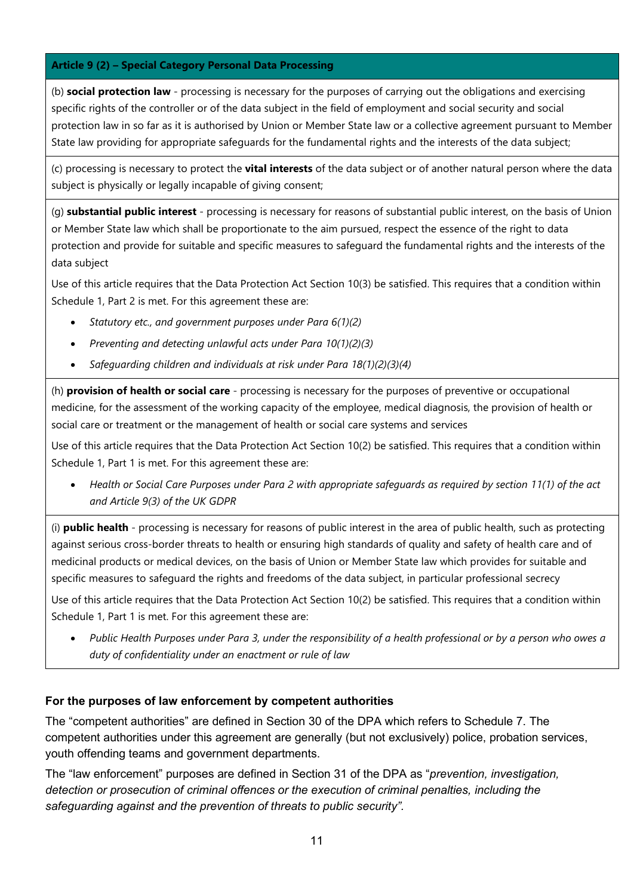| Article 9 (2) – Special Category Personal Data Processing |
| --- |
| (b) **social protection law** - processing is necessary for the purposes of carrying out the obligations and exercising specific rights of the controller or of the data subject in the field of employment and social security and social protection law in so far as it is authorised by Union or Member State law or a collective agreement pursuant to Member State law providing for appropriate safeguards for the fundamental rights and the interests of the data subject; |
| (c) processing is necessary to protect the **vital interests** of the data subject or of another natural person where the data subject is physically or legally incapable of giving consent; |
| (g) **substantial public interest** - processing is necessary for reasons of substantial public interest, on the basis of Union or Member State law which shall be proportionate to the aim pursued, respect the essence of the right to data protection and provide for suitable and specific measures to safeguard the fundamental rights and the interests of the data subject<br><br>Use of this article requires that the Data Protection Act Section 10(3) be satisfied. This requires that a condition within Schedule 1, Part 2 is met. For this agreement these are:<br><br>• *Statutory etc., and government purposes under Para 6(1)(2)*<br>• *Preventing and detecting unlawful acts under Para 10(1)(2)(3)*<br>• *Safeguarding children and individuals at risk under Para 18(1)(2)(3)(4)* |
| (h) **provision of health or social care** - processing is necessary for the purposes of preventive or occupational medicine, for the assessment of the working capacity of the employee, medical diagnosis, the provision of health or social care or treatment or the management of health or social care systems and services<br><br>Use of this article requires that the Data Protection Act Section 10(2) be satisfied. This requires that a condition within Schedule 1, Part 1 is met. For this agreement these are:<br><br>• *Health or Social Care Purposes under Para 2 with appropriate safeguards as required by section 11(1) of the act and Article 9(3) of the UK GDPR* |
| (i) **public health** - processing is necessary for reasons of public interest in the area of public health, such as protecting against serious cross-border threats to health or ensuring high standards of quality and safety of health care and of medicinal products or medical devices, on the basis of Union or Member State law which provides for suitable and specific measures to safeguard the rights and freedoms of the data subject, in particular professional secrecy<br><br>Use of this article requires that the Data Protection Act Section 10(2) be satisfied. This requires that a condition within Schedule 1, Part 1 is met. For this agreement these are:<br><br>• *Public Health Purposes under Para 3, under the responsibility of a health professional or by a person who owes a duty of confidentiality under an enactment or rule of law* |

### For the purposes of law enforcement by competent authorities

The "competent authorities" are defined in Section 30 of the DPA which refers to Schedule 7. The competent authorities under this agreement are generally (but not exclusively) police, probation services, youth offending teams and government departments.

The "law enforcement" purposes are defined in Section 31 of the DPA as "*prevention, investigation, detection or prosecution of criminal offences or the execution of criminal penalties, including the safeguarding against and the prevention of threats to public security".*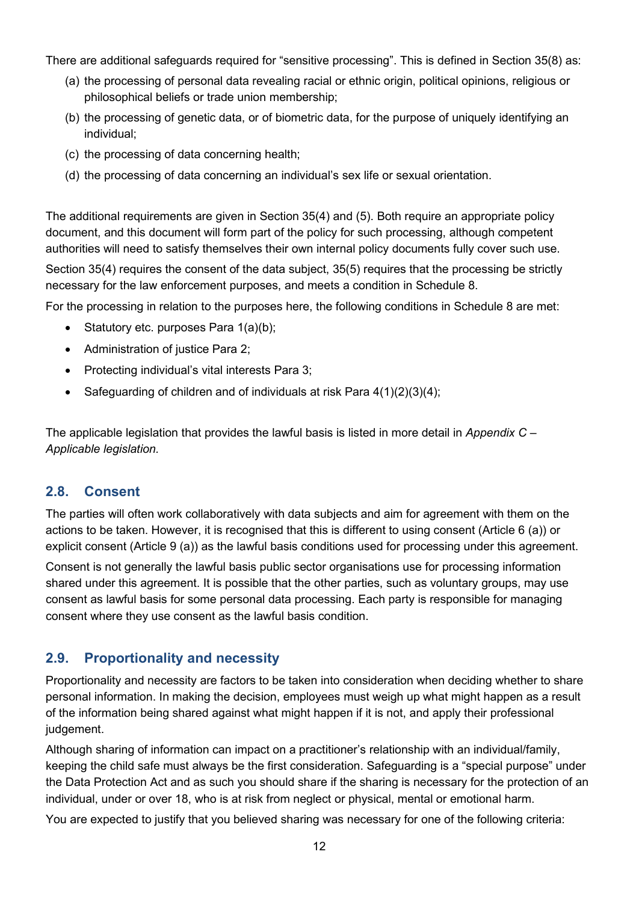There are additional safeguards required for "sensitive processing". This is defined in Section 35(8) as:

(a) the processing of personal data revealing racial or ethnic origin, political opinions, religious or philosophical beliefs or trade union membership;

(b) the processing of genetic data, or of biometric data, for the purpose of uniquely identifying an individual;

(c) the processing of data concerning health;

(d) the processing of data concerning an individual's sex life or sexual orientation.

The additional requirements are given in Section 35(4) and (5). Both require an appropriate policy document, and this document will form part of the policy for such processing, although competent authorities will need to satisfy themselves their own internal policy documents fully cover such use.

Section 35(4) requires the consent of the data subject, 35(5) requires that the processing be strictly necessary for the law enforcement purposes, and meets a condition in Schedule 8.

For the processing in relation to the purposes here, the following conditions in Schedule 8 are met:

- Statutory etc. purposes Para 1(a)(b);
- Administration of justice Para 2;
- Protecting individual's vital interests Para 3;
- Safeguarding of children and of individuals at risk Para 4(1)(2)(3)(4);

The applicable legislation that provides the lawful basis is listed in more detail in *Appendix C – Applicable legislation.*

## 2.8. Consent

The parties will often work collaboratively with data subjects and aim for agreement with them on the actions to be taken. However, it is recognised that this is different to using consent (Article 6 (a)) or explicit consent (Article 9 (a)) as the lawful basis conditions used for processing under this agreement.

Consent is not generally the lawful basis public sector organisations use for processing information shared under this agreement. It is possible that the other parties, such as voluntary groups, may use consent as lawful basis for some personal data processing. Each party is responsible for managing consent where they use consent as the lawful basis condition.

## 2.9. Proportionality and necessity

Proportionality and necessity are factors to be taken into consideration when deciding whether to share personal information. In making the decision, employees must weigh up what might happen as a result of the information being shared against what might happen if it is not, and apply their professional judgement.

Although sharing of information can impact on a practitioner's relationship with an individual/family, keeping the child safe must always be the first consideration. Safeguarding is a "special purpose" under the Data Protection Act and as such you should share if the sharing is necessary for the protection of an individual, under or over 18, who is at risk from neglect or physical, mental or emotional harm.

You are expected to justify that you believed sharing was necessary for one of the following criteria: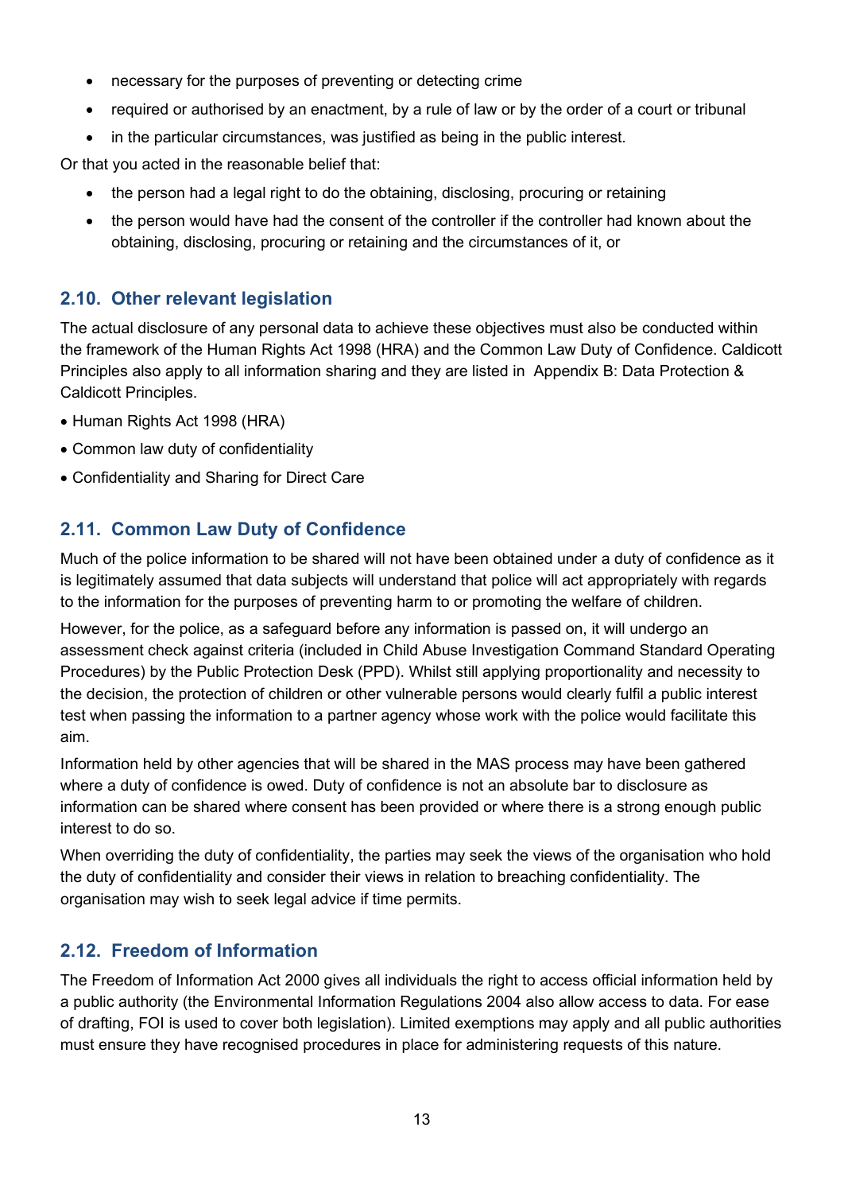- necessary for the purposes of preventing or detecting crime
- required or authorised by an enactment, by a rule of law or by the order of a court or tribunal
- in the particular circumstances, was justified as being in the public interest.

Or that you acted in the reasonable belief that:

- the person had a legal right to do the obtaining, disclosing, procuring or retaining
- the person would have had the consent of the controller if the controller had known about the obtaining, disclosing, procuring or retaining and the circumstances of it, or

## 2.10. Other relevant legislation

The actual disclosure of any personal data to achieve these objectives must also be conducted within the framework of the Human Rights Act 1998 (HRA) and the Common Law Duty of Confidence. Caldicott Principles also apply to all information sharing and they are listed in Appendix B: Data Protection & Caldicott Principles.

- Human Rights Act 1998 (HRA)
- Common law duty of confidentiality
- Confidentiality and Sharing for Direct Care

## 2.11. Common Law Duty of Confidence

Much of the police information to be shared will not have been obtained under a duty of confidence as it is legitimately assumed that data subjects will understand that police will act appropriately with regards to the information for the purposes of preventing harm to or promoting the welfare of children.

However, for the police, as a safeguard before any information is passed on, it will undergo an assessment check against criteria (included in Child Abuse Investigation Command Standard Operating Procedures) by the Public Protection Desk (PPD). Whilst still applying proportionality and necessity to the decision, the protection of children or other vulnerable persons would clearly fulfil a public interest test when passing the information to a partner agency whose work with the police would facilitate this aim.

Information held by other agencies that will be shared in the MAS process may have been gathered where a duty of confidence is owed. Duty of confidence is not an absolute bar to disclosure as information can be shared where consent has been provided or where there is a strong enough public interest to do so.

When overriding the duty of confidentiality, the parties may seek the views of the organisation who hold the duty of confidentiality and consider their views in relation to breaching confidentiality. The organisation may wish to seek legal advice if time permits.

## 2.12. Freedom of Information

The Freedom of Information Act 2000 gives all individuals the right to access official information held by a public authority (the Environmental Information Regulations 2004 also allow access to data. For ease of drafting, FOI is used to cover both legislation). Limited exemptions may apply and all public authorities must ensure they have recognised procedures in place for administering requests of this nature.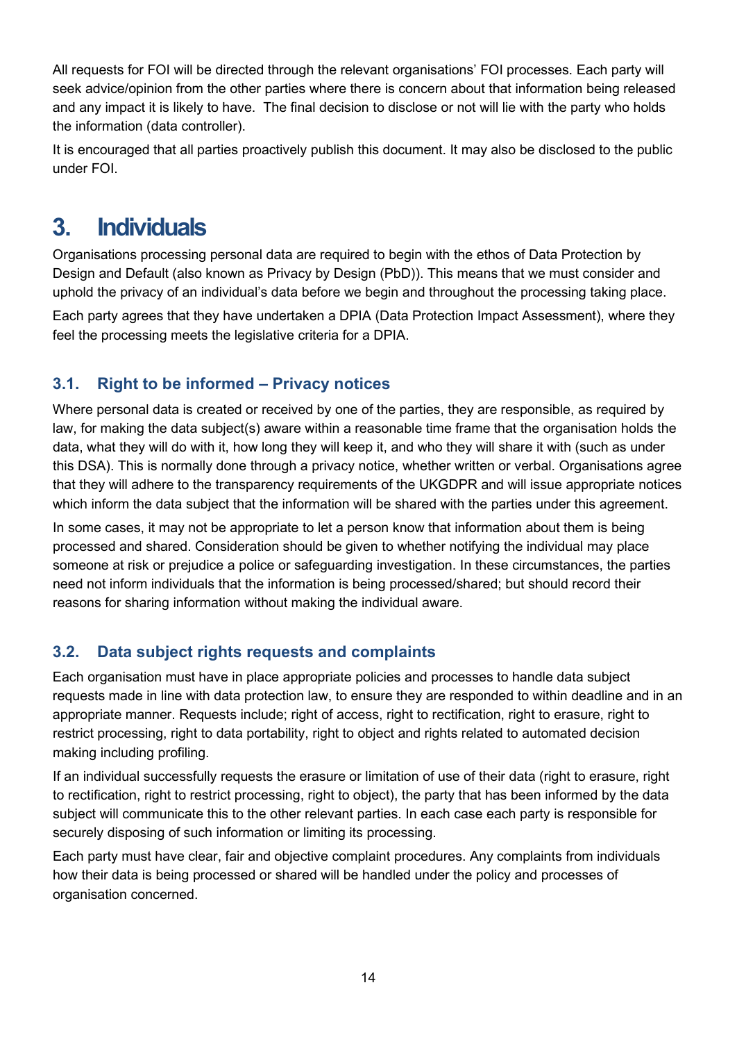All requests for FOI will be directed through the relevant organisations' FOI processes. Each party will seek advice/opinion from the other parties where there is concern about that information being released and any impact it is likely to have. The final decision to disclose or not will lie with the party who holds the information (data controller).

It is encouraged that all parties proactively publish this document. It may also be disclosed to the public under FOI.

# 3. Individuals

Organisations processing personal data are required to begin with the ethos of Data Protection by Design and Default (also known as Privacy by Design (PbD)). This means that we must consider and uphold the privacy of an individual's data before we begin and throughout the processing taking place.

Each party agrees that they have undertaken a DPIA (Data Protection Impact Assessment), where they feel the processing meets the legislative criteria for a DPIA.

## 3.1. Right to be informed – Privacy notices

Where personal data is created or received by one of the parties, they are responsible, as required by law, for making the data subject(s) aware within a reasonable time frame that the organisation holds the data, what they will do with it, how long they will keep it, and who they will share it with (such as under this DSA). This is normally done through a privacy notice, whether written or verbal. Organisations agree that they will adhere to the transparency requirements of the UKGDPR and will issue appropriate notices which inform the data subject that the information will be shared with the parties under this agreement.

In some cases, it may not be appropriate to let a person know that information about them is being processed and shared. Consideration should be given to whether notifying the individual may place someone at risk or prejudice a police or safeguarding investigation. In these circumstances, the parties need not inform individuals that the information is being processed/shared; but should record their reasons for sharing information without making the individual aware.

## 3.2. Data subject rights requests and complaints

Each organisation must have in place appropriate policies and processes to handle data subject requests made in line with data protection law, to ensure they are responded to within deadline and in an appropriate manner. Requests include; right of access, right to rectification, right to erasure, right to restrict processing, right to data portability, right to object and rights related to automated decision making including profiling.

If an individual successfully requests the erasure or limitation of use of their data (right to erasure, right to rectification, right to restrict processing, right to object), the party that has been informed by the data subject will communicate this to the other relevant parties. In each case each party is responsible for securely disposing of such information or limiting its processing.

Each party must have clear, fair and objective complaint procedures. Any complaints from individuals how their data is being processed or shared will be handled under the policy and processes of organisation concerned.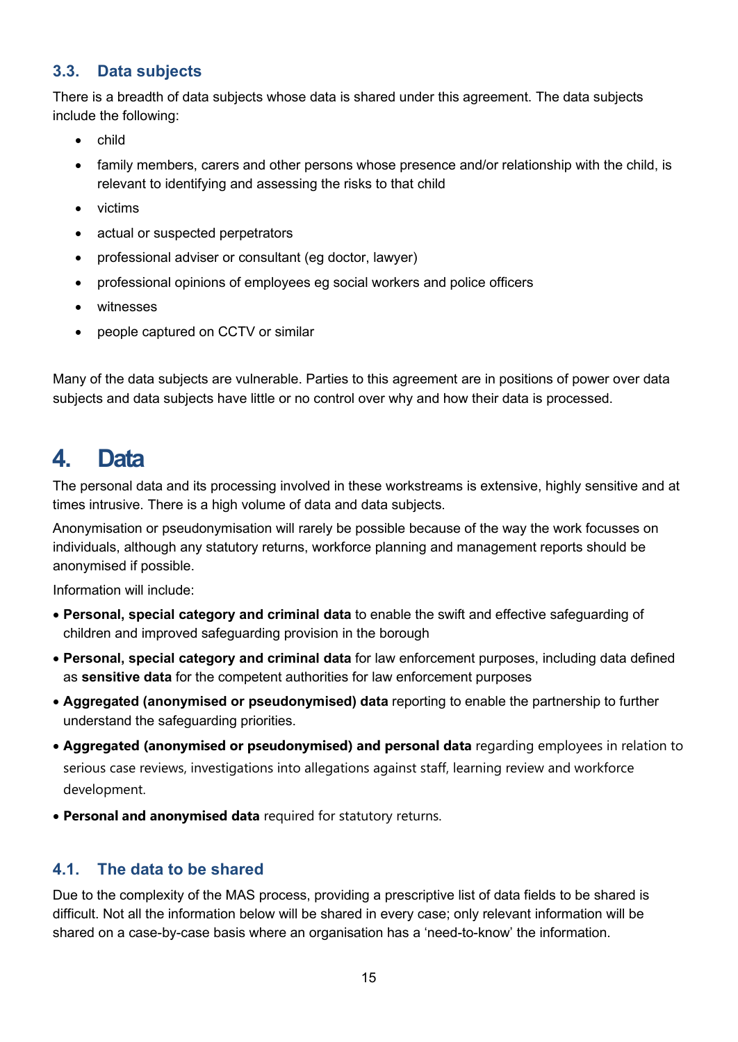### 3.3. Data subjects

There is a breadth of data subjects whose data is shared under this agreement. The data subjects include the following:

- child
- family members, carers and other persons whose presence and/or relationship with the child, is relevant to identifying and assessing the risks to that child
- victims
- actual or suspected perpetrators
- professional adviser or consultant (eg doctor, lawyer)
- professional opinions of employees eg social workers and police officers
- witnesses
- people captured on CCTV or similar

Many of the data subjects are vulnerable. Parties to this agreement are in positions of power over data subjects and data subjects have little or no control over why and how their data is processed.

# 4. Data

The personal data and its processing involved in these workstreams is extensive, highly sensitive and at times intrusive. There is a high volume of data and data subjects.

Anonymisation or pseudonymisation will rarely be possible because of the way the work focusses on individuals, although any statutory returns, workforce planning and management reports should be anonymised if possible.

Information will include:

- **Personal, special category and criminal data** to enable the swift and effective safeguarding of children and improved safeguarding provision in the borough
- **Personal, special category and criminal data** for law enforcement purposes, including data defined as **sensitive data** for the competent authorities for law enforcement purposes
- **Aggregated (anonymised or pseudonymised) data** reporting to enable the partnership to further understand the safeguarding priorities.
- **Aggregated (anonymised or pseudonymised) and personal data** regarding employees in relation to serious case reviews, investigations into allegations against staff, learning review and workforce development.
- **Personal and anonymised data** required for statutory returns.

### 4.1. The data to be shared

Due to the complexity of the MAS process, providing a prescriptive list of data fields to be shared is difficult. Not all the information below will be shared in every case; only relevant information will be shared on a case-by-case basis where an organisation has a 'need-to-know' the information.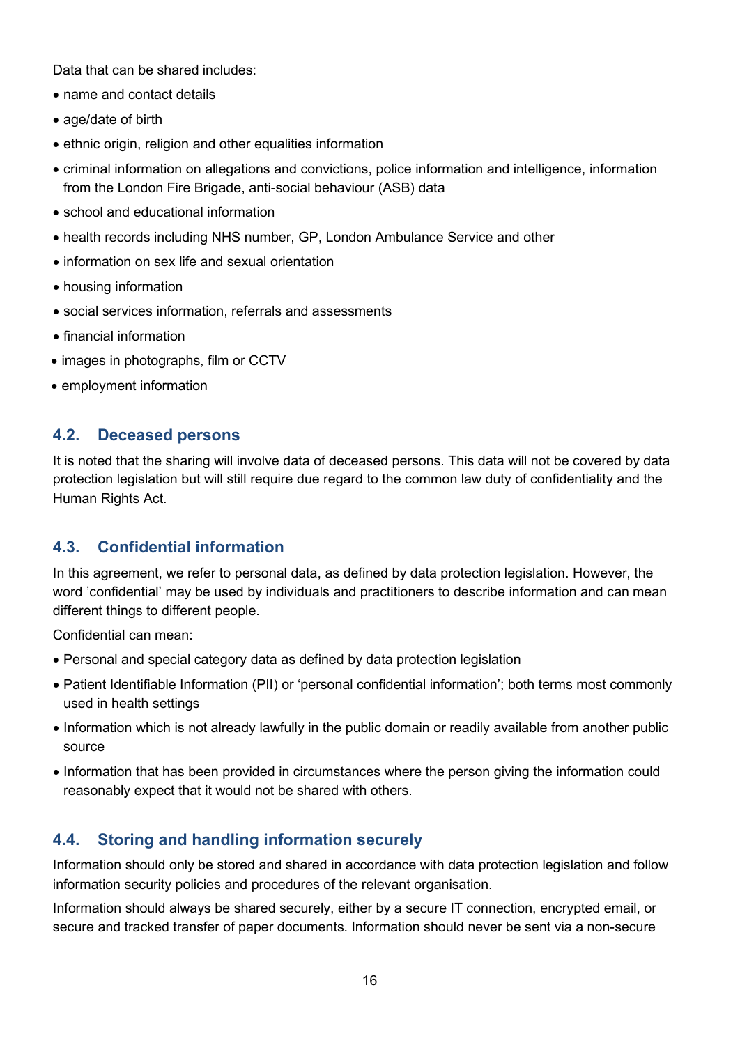Data that can be shared includes:

- name and contact details
- age/date of birth
- ethnic origin, religion and other equalities information
- criminal information on allegations and convictions, police information and intelligence, information from the London Fire Brigade, anti-social behaviour (ASB) data
- school and educational information
- health records including NHS number, GP, London Ambulance Service and other
- information on sex life and sexual orientation
- housing information
- social services information, referrals and assessments
- financial information
- images in photographs, film or CCTV
- employment information

## 4.2. Deceased persons

It is noted that the sharing will involve data of deceased persons. This data will not be covered by data protection legislation but will still require due regard to the common law duty of confidentiality and the Human Rights Act.

## 4.3. Confidential information

In this agreement, we refer to personal data, as defined by data protection legislation. However, the word 'confidential' may be used by individuals and practitioners to describe information and can mean different things to different people.

Confidential can mean:

- Personal and special category data as defined by data protection legislation
- Patient Identifiable Information (PII) or 'personal confidential information'; both terms most commonly used in health settings
- Information which is not already lawfully in the public domain or readily available from another public source
- Information that has been provided in circumstances where the person giving the information could reasonably expect that it would not be shared with others.

## 4.4. Storing and handling information securely

Information should only be stored and shared in accordance with data protection legislation and follow information security policies and procedures of the relevant organisation.

Information should always be shared securely, either by a secure IT connection, encrypted email, or secure and tracked transfer of paper documents. Information should never be sent via a non-secure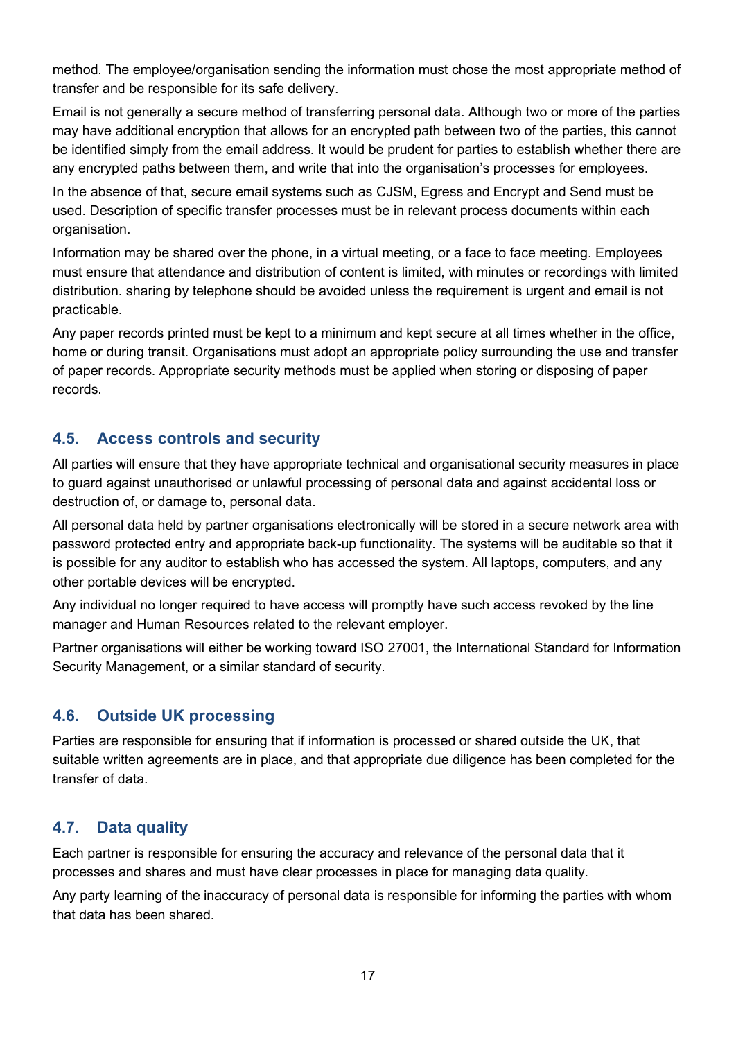method. The employee/organisation sending the information must chose the most appropriate method of transfer and be responsible for its safe delivery.

Email is not generally a secure method of transferring personal data. Although two or more of the parties may have additional encryption that allows for an encrypted path between two of the parties, this cannot be identified simply from the email address. It would be prudent for parties to establish whether there are any encrypted paths between them, and write that into the organisation's processes for employees.

In the absence of that, secure email systems such as CJSM, Egress and Encrypt and Send must be used. Description of specific transfer processes must be in relevant process documents within each organisation.

Information may be shared over the phone, in a virtual meeting, or a face to face meeting. Employees must ensure that attendance and distribution of content is limited, with minutes or recordings with limited distribution. sharing by telephone should be avoided unless the requirement is urgent and email is not practicable.

Any paper records printed must be kept to a minimum and kept secure at all times whether in the office, home or during transit. Organisations must adopt an appropriate policy surrounding the use and transfer of paper records. Appropriate security methods must be applied when storing or disposing of paper records.

### 4.5. Access controls and security

All parties will ensure that they have appropriate technical and organisational security measures in place to guard against unauthorised or unlawful processing of personal data and against accidental loss or destruction of, or damage to, personal data.

All personal data held by partner organisations electronically will be stored in a secure network area with password protected entry and appropriate back-up functionality. The systems will be auditable so that it is possible for any auditor to establish who has accessed the system. All laptops, computers, and any other portable devices will be encrypted.

Any individual no longer required to have access will promptly have such access revoked by the line manager and Human Resources related to the relevant employer.

Partner organisations will either be working toward ISO 27001, the International Standard for Information Security Management, or a similar standard of security.

### 4.6. Outside UK processing

Parties are responsible for ensuring that if information is processed or shared outside the UK, that suitable written agreements are in place, and that appropriate due diligence has been completed for the transfer of data.

### 4.7. Data quality

Each partner is responsible for ensuring the accuracy and relevance of the personal data that it processes and shares and must have clear processes in place for managing data quality.

Any party learning of the inaccuracy of personal data is responsible for informing the parties with whom that data has been shared.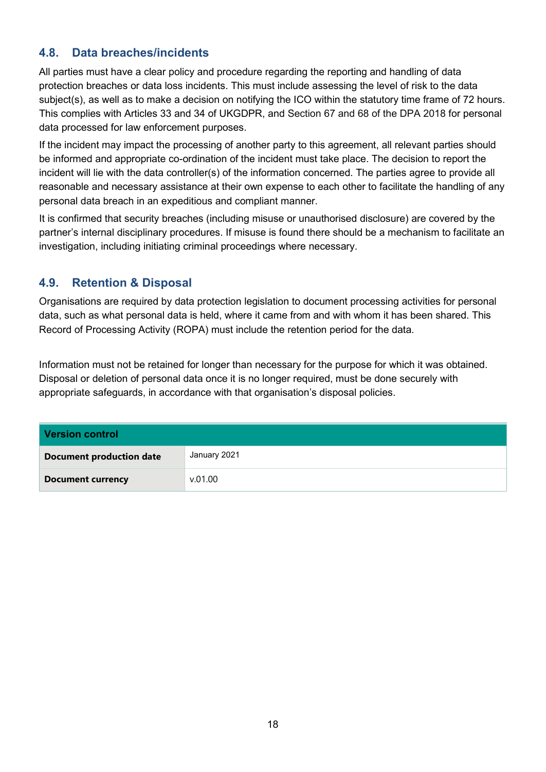### 4.8. Data breaches/incidents

All parties must have a clear policy and procedure regarding the reporting and handling of data protection breaches or data loss incidents. This must include assessing the level of risk to the data subject(s), as well as to make a decision on notifying the ICO within the statutory time frame of 72 hours. This complies with Articles 33 and 34 of UKGDPR, and Section 67 and 68 of the DPA 2018 for personal data processed for law enforcement purposes.

If the incident may impact the processing of another party to this agreement, all relevant parties should be informed and appropriate co-ordination of the incident must take place. The decision to report the incident will lie with the data controller(s) of the information concerned. The parties agree to provide all reasonable and necessary assistance at their own expense to each other to facilitate the handling of any personal data breach in an expeditious and compliant manner.

It is confirmed that security breaches (including misuse or unauthorised disclosure) are covered by the partner's internal disciplinary procedures. If misuse is found there should be a mechanism to facilitate an investigation, including initiating criminal proceedings where necessary.

### 4.9. Retention & Disposal

Organisations are required by data protection legislation to document processing activities for personal data, such as what personal data is held, where it came from and with whom it has been shared. This Record of Processing Activity (ROPA) must include the retention period for the data.

Information must not be retained for longer than necessary for the purpose for which it was obtained. Disposal or deletion of personal data once it is no longer required, must be done securely with appropriate safeguards, in accordance with that organisation's disposal policies.

| **Version control** | |
|---|---|
| **Document production date** | January 2021 |
| **Document currency** | v.01.00 |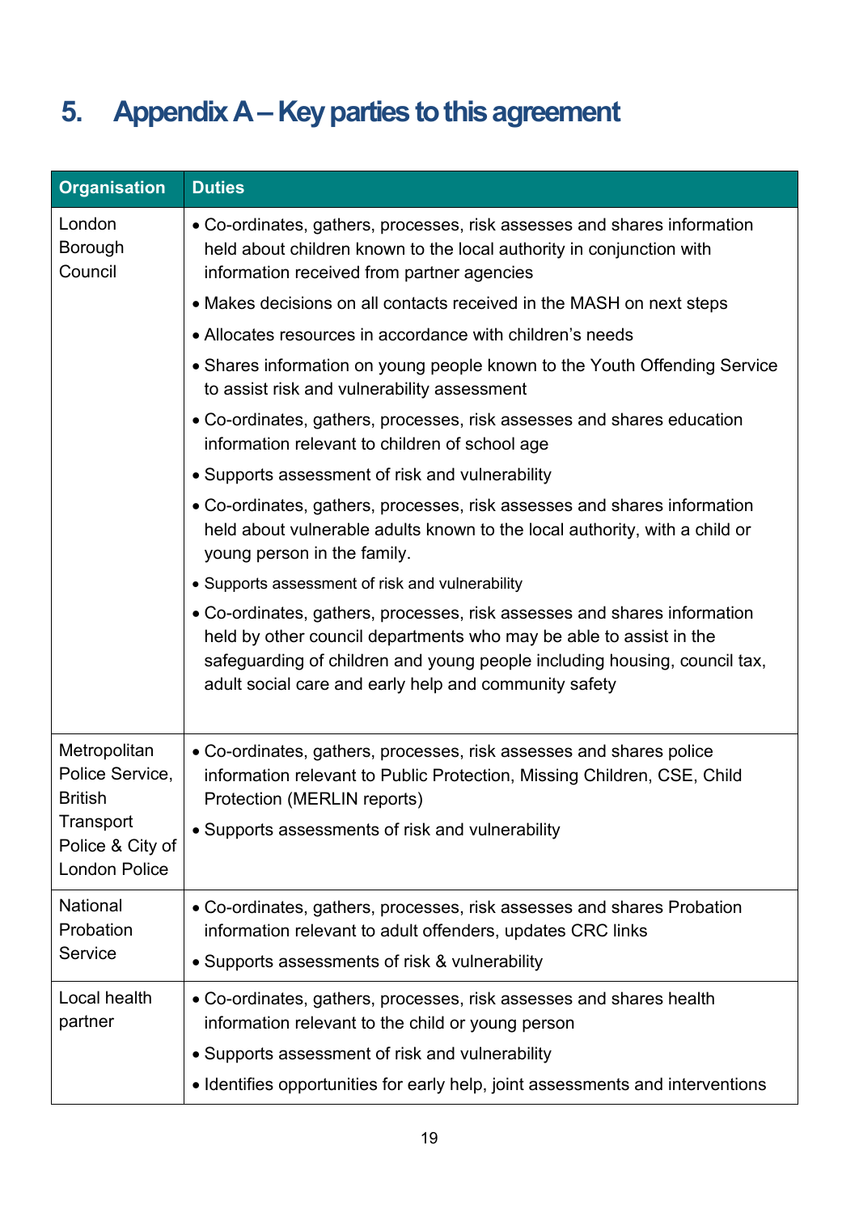# 5. Appendix A – Key parties to this agreement

| Organisation | Duties |
|---|---|
| London Borough Council | • Co-ordinates, gathers, processes, risk assesses and shares information held about children known to the local authority in conjunction with information received from partner agencies<br>• Makes decisions on all contacts received in the MASH on next steps<br>• Allocates resources in accordance with children's needs<br>• Shares information on young people known to the Youth Offending Service to assist risk and vulnerability assessment<br>• Co-ordinates, gathers, processes, risk assesses and shares education information relevant to children of school age<br>• Supports assessment of risk and vulnerability<br>• Co-ordinates, gathers, processes, risk assesses and shares information held about vulnerable adults known to the local authority, with a child or young person in the family.<br>• Supports assessment of risk and vulnerability<br>• Co-ordinates, gathers, processes, risk assesses and shares information held by other council departments who may be able to assist in the safeguarding of children and young people including housing, council tax, adult social care and early help and community safety |
| Metropolitan Police Service, British Transport Police & City of London Police | • Co-ordinates, gathers, processes, risk assesses and shares police information relevant to Public Protection, Missing Children, CSE, Child Protection (MERLIN reports)<br>• Supports assessments of risk and vulnerability |
| National Probation Service | • Co-ordinates, gathers, processes, risk assesses and shares Probation information relevant to adult offenders, updates CRC links<br>• Supports assessments of risk & vulnerability |
| Local health partner | • Co-ordinates, gathers, processes, risk assesses and shares health information relevant to the child or young person<br>• Supports assessment of risk and vulnerability<br>• Identifies opportunities for early help, joint assessments and interventions |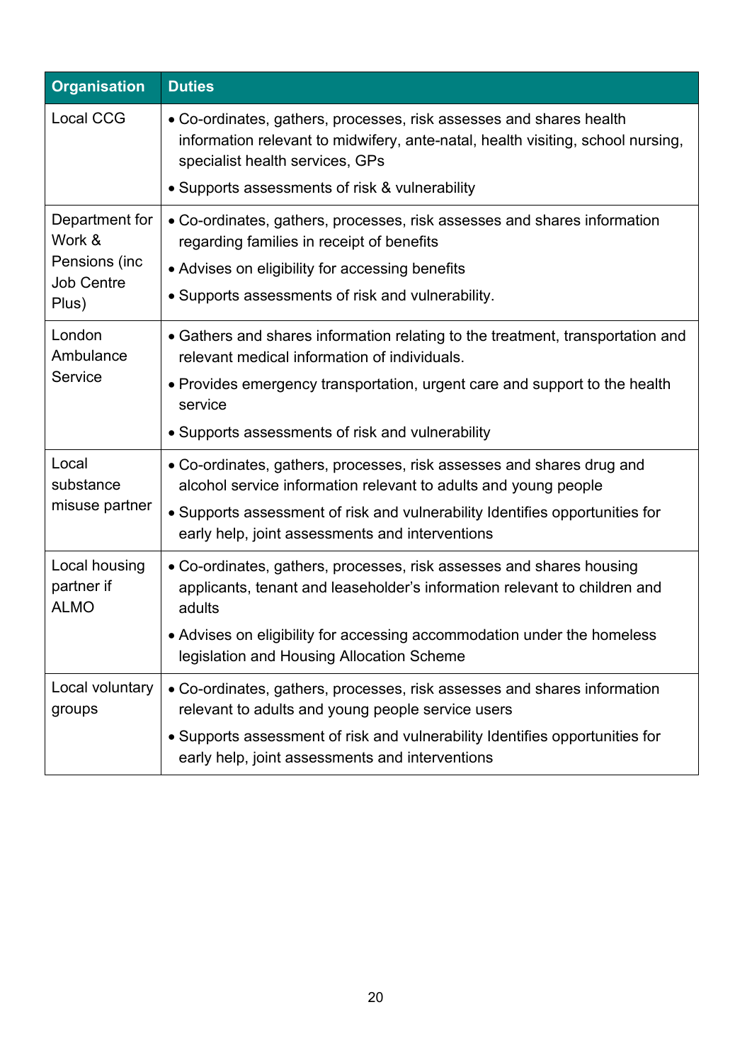| Organisation | Duties |
|---|---|
| Local CCG | • Co-ordinates, gathers, processes, risk assesses and shares health information relevant to midwifery, ante-natal, health visiting, school nursing, specialist health services, GPs<br>• Supports assessments of risk & vulnerability |
| Department for Work & Pensions (inc Job Centre Plus) | • Co-ordinates, gathers, processes, risk assesses and shares information regarding families in receipt of benefits<br>• Advises on eligibility for accessing benefits<br>• Supports assessments of risk and vulnerability. |
| London Ambulance Service | • Gathers and shares information relating to the treatment, transportation and relevant medical information of individuals.<br>• Provides emergency transportation, urgent care and support to the health service<br>• Supports assessments of risk and vulnerability |
| Local substance misuse partner | • Co-ordinates, gathers, processes, risk assesses and shares drug and alcohol service information relevant to adults and young people<br>• Supports assessment of risk and vulnerability Identifies opportunities for early help, joint assessments and interventions |
| Local housing partner if ALMO | • Co-ordinates, gathers, processes, risk assesses and shares housing applicants, tenant and leaseholder's information relevant to children and adults<br>• Advises on eligibility for accessing accommodation under the homeless legislation and Housing Allocation Scheme |
| Local voluntary groups | • Co-ordinates, gathers, processes, risk assesses and shares information relevant to adults and young people service users<br>• Supports assessment of risk and vulnerability Identifies opportunities for early help, joint assessments and interventions |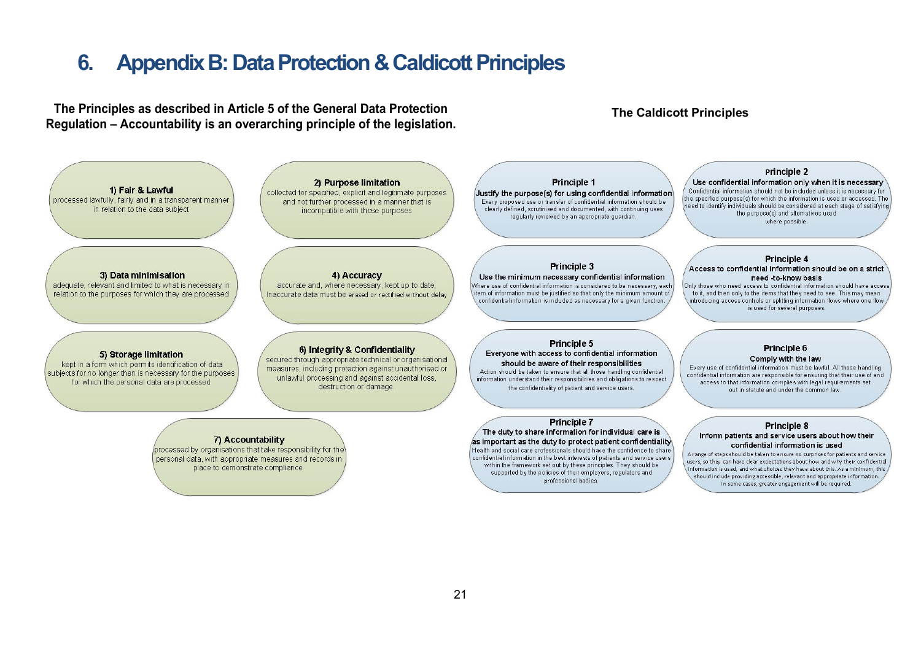# 6. Appendix B: Data Protection & Caldicott Principles

**The Principles as described in Article 5 of the General Data Protection Regulation – Accountability is an overarching principle of the legislation.**

**1) Fair & Lawful**
processed lawfully, fairly and in a transparent manner in relation to the data subject

**2) Purpose limitation**
collected for specified, explicit and legitimate purposes and not further processed in a manner that is incompatible with those purposes

**3) Data minimisation**
adequate, relevant and limited to what is necessary in relation to the purposes for which they are processed

**4) Accuracy**
accurate and, where necessary, kept up to date; inaccurate data must be erased or rectified without delay

**5) Storage limitation**
kept in a form which permits identification of data subjects for no longer than is necessary for the purposes for which the personal data are processed

**6) Integrity & Confidentiality**
secured through appropriate technical or organisational measures, including protection against unauthorised or unlawful processing and against accidental loss, destruction or damage.

**7) Accountability**
processed by organisations that take responsibility for the personal data, with appropriate measures and records in place to demonstrate compliance.

**The Caldicott Principles**

**Principle 1**
**Justify the purpose(s) for using confidential information**
Every proposed use or transfer of confidential information should be clearly defined, scrutinised and documented, with continuing uses regularly reviewed by an appropriate guardian.

**Principle 2**
**Use confidential information only when it is necessary**
Confidential information should not be included unless it is necessary for the specified purpose(s) for which the information is used or accessed. The need to identify individuals should be considered at each stage of satisfying the purpose(s) and alternatives used where possible.

**Principle 3**
**Use the minimum necessary confidential information**
Where use of confidential information is considered to be necessary, each item of information must be justified so that only the minimum amount of confidential information is included as necessary for a given function.

**Principle 4**
**Access to confidential information should be on a strict need-to-know basis**
Only those who need access to confidential information should have access to it, and then only to the items that they need to see. This may mean introducing access controls or splitting information flows where one flow is used for several purposes.

**Principle 5**
**Everyone with access to confidential information should be aware of their responsibilities**
Action should be taken to ensure that all those handling confidential information understand their responsibilities and obligations to respect the confidentiality of patient and service users.

**Principle 6**
**Comply with the law**
Every use of confidential information must be lawful. All those handling confidential information are responsible for ensuring that their use of and access to that information complies with legal requirements set out in statute and under the common law.

**Principle 7**
**The duty to share information for individual care is as important as the duty to protect patient confidentiality**
Health and social care professionals should have the confidence to share confidential information in the best interests of patients and service users within the framework set out by these principles. They should be supported by the policies of their employers, regulators and professional bodies.

**Principle 8**
**Inform patients and service users about how their confidential information is used**
A range of steps should be taken to ensure no surprises for patients and service users, so they can have clear expectations about how and why their confidential information is used, and what choices they have about this. As a minimum, this should include providing accessible, relevant and appropriate information. In some cases, greater engagement will be required.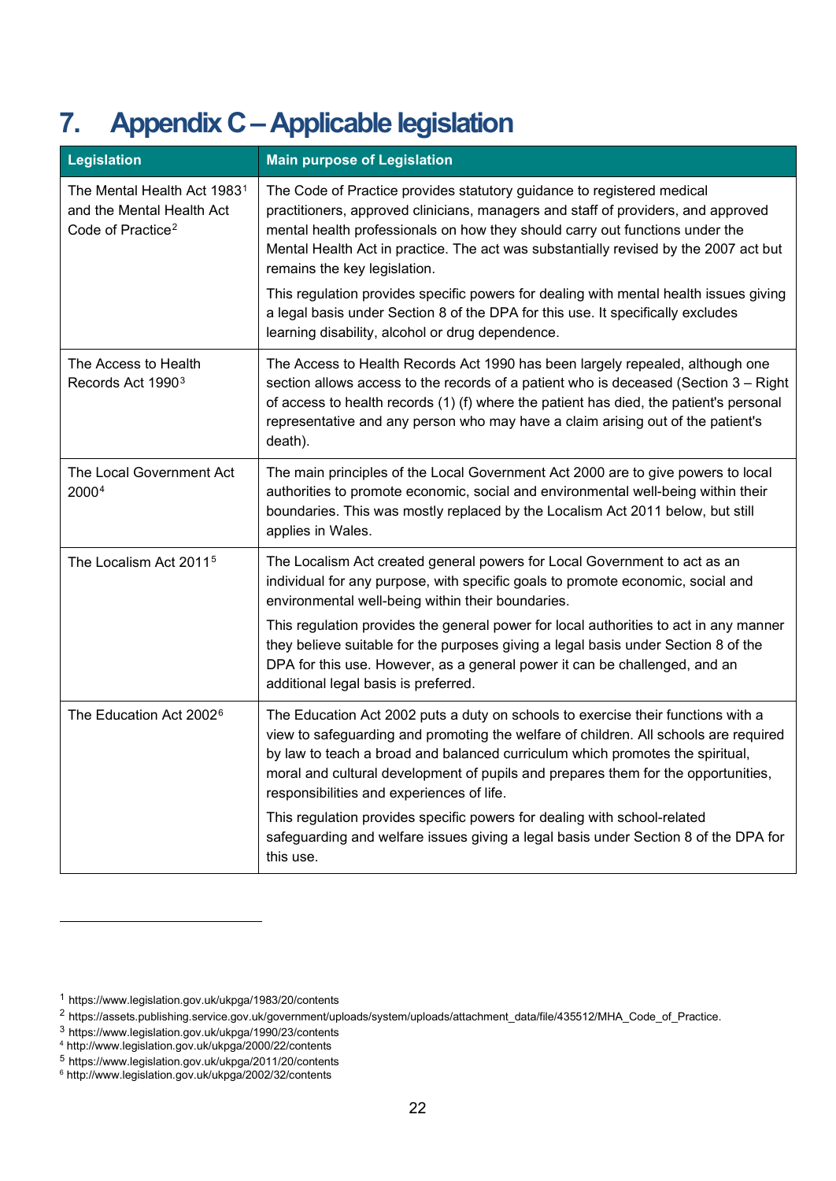# 7. Appendix C – Applicable legislation

| Legislation | Main purpose of Legislation |
|---|---|
| The Mental Health Act 1983[1] and the Mental Health Act Code of Practice[2] | The Code of Practice provides statutory guidance to registered medical practitioners, approved clinicians, managers and staff of providers, and approved mental health professionals on how they should carry out functions under the Mental Health Act in practice. The act was substantially revised by the 2007 act but remains the key legislation.<br><br>This regulation provides specific powers for dealing with mental health issues giving a legal basis under Section 8 of the DPA for this use. It specifically excludes learning disability, alcohol or drug dependence. |
| The Access to Health Records Act 1990[3] | The Access to Health Records Act 1990 has been largely repealed, although one section allows access to the records of a patient who is deceased (Section 3 – Right of access to health records (1) (f) where the patient has died, the patient's personal representative and any person who may have a claim arising out of the patient's death). |
| The Local Government Act 2000[4] | The main principles of the Local Government Act 2000 are to give powers to local authorities to promote economic, social and environmental well-being within their boundaries. This was mostly replaced by the Localism Act 2011 below, but still applies in Wales. |
| The Localism Act 2011[5] | The Localism Act created general powers for Local Government to act as an individual for any purpose, with specific goals to promote economic, social and environmental well-being within their boundaries.<br><br>This regulation provides the general power for local authorities to act in any manner they believe suitable for the purposes giving a legal basis under Section 8 of the DPA for this use. However, as a general power it can be challenged, and an additional legal basis is preferred. |
| The Education Act 2002[6] | The Education Act 2002 puts a duty on schools to exercise their functions with a view to safeguarding and promoting the welfare of children. All schools are required by law to teach a broad and balanced curriculum which promotes the spiritual, moral and cultural development of pupils and prepares them for the opportunities, responsibilities and experiences of life.<br><br>This regulation provides specific powers for dealing with school-related safeguarding and welfare issues giving a legal basis under Section 8 of the DPA for this use. |

[1] https://www.legislation.gov.uk/ukpga/1983/20/contents
[2] https://assets.publishing.service.gov.uk/government/uploads/system/uploads/attachment_data/file/435512/MHA_Code_of_Practice.
[3] https://www.legislation.gov.uk/ukpga/1990/23/contents
[4] http://www.legislation.gov.uk/ukpga/2000/22/contents
[5] https://www.legislation.gov.uk/ukpga/2011/20/contents
[6] http://www.legislation.gov.uk/ukpga/2002/32/contents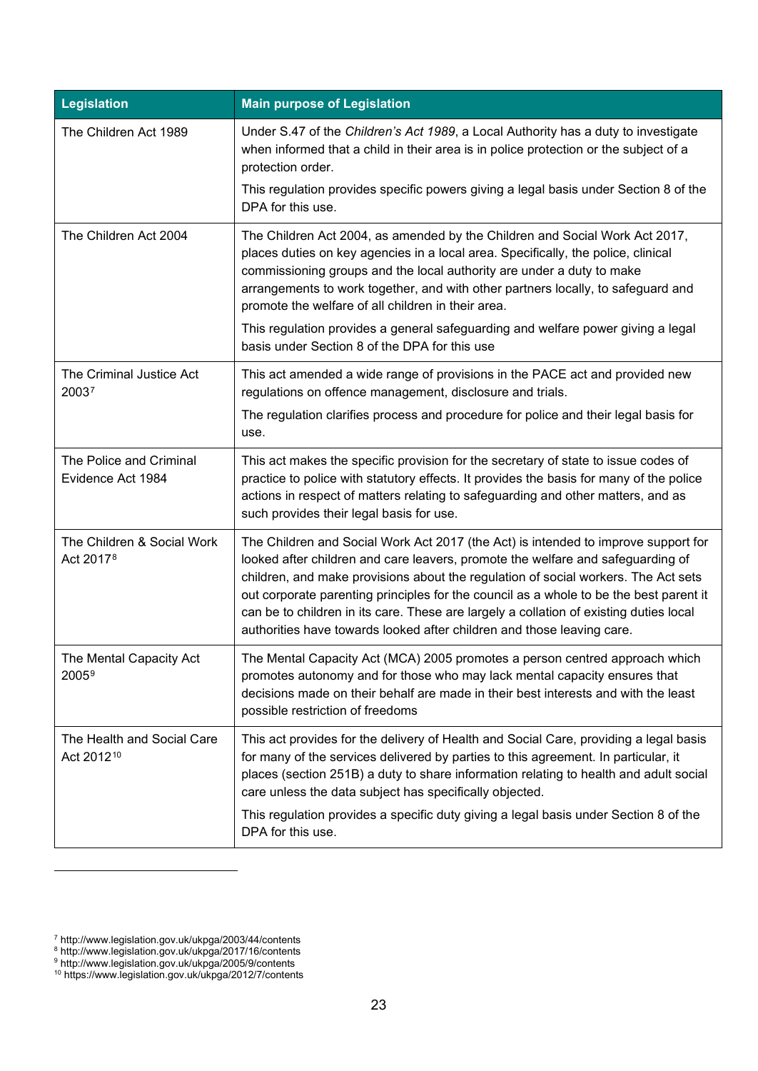| Legislation | Main purpose of Legislation |
| --- | --- |
| The Children Act 1989 | Under S.47 of the *Children's Act 1989*, a Local Authority has a duty to investigate when informed that a child in their area is in police protection or the subject of a protection order.<br><br>This regulation provides specific powers giving a legal basis under Section 8 of the DPA for this use. |
| The Children Act 2004 | The Children Act 2004, as amended by the Children and Social Work Act 2017, places duties on key agencies in a local area. Specifically, the police, clinical commissioning groups and the local authority are under a duty to make arrangements to work together, and with other partners locally, to safeguard and promote the welfare of all children in their area.<br><br>This regulation provides a general safeguarding and welfare power giving a legal basis under Section 8 of the DPA for this use |
| The Criminal Justice Act 2003[7] | This act amended a wide range of provisions in the PACE act and provided new regulations on offence management, disclosure and trials.<br><br>The regulation clarifies process and procedure for police and their legal basis for use. |
| The Police and Criminal Evidence Act 1984 | This act makes the specific provision for the secretary of state to issue codes of practice to police with statutory effects. It provides the basis for many of the police actions in respect of matters relating to safeguarding and other matters, and as such provides their legal basis for use. |
| The Children & Social Work Act 2017[8] | The Children and Social Work Act 2017 (the Act) is intended to improve support for looked after children and care leavers, promote the welfare and safeguarding of children, and make provisions about the regulation of social workers. The Act sets out corporate parenting principles for the council as a whole to be the best parent it can be to children in its care. These are largely a collation of existing duties local authorities have towards looked after children and those leaving care. |
| The Mental Capacity Act 2005[9] | The Mental Capacity Act (MCA) 2005 promotes a person centred approach which promotes autonomy and for those who may lack mental capacity ensures that decisions made on their behalf are made in their best interests and with the least possible restriction of freedoms |
| The Health and Social Care Act 2012[10] | This act provides for the delivery of Health and Social Care, providing a legal basis for many of the services delivered by parties to this agreement. In particular, it places (section 251B) a duty to share information relating to health and adult social care unless the data subject has specifically objected.<br><br>This regulation provides a specific duty giving a legal basis under Section 8 of the DPA for this use. |

[7] http://www.legislation.gov.uk/ukpga/2003/44/contents
[8] http://www.legislation.gov.uk/ukpga/2017/16/contents
[9] http://www.legislation.gov.uk/ukpga/2005/9/contents
[10] https://www.legislation.gov.uk/ukpga/2012/7/contents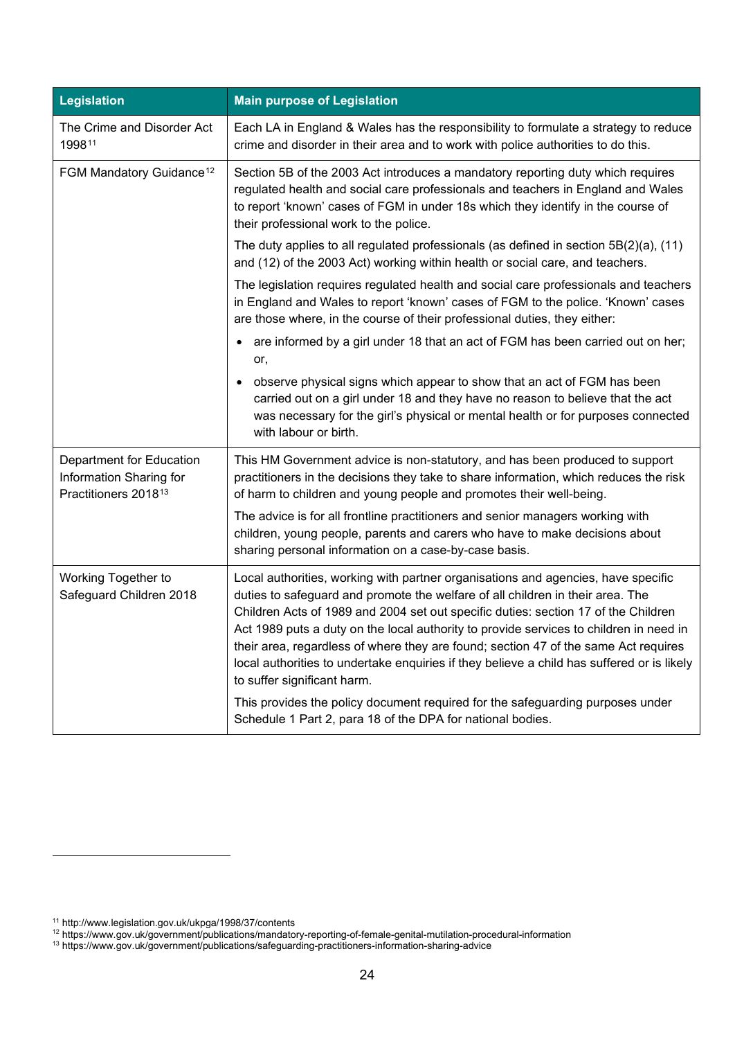| Legislation | Main purpose of Legislation |
|---|---|
| The Crime and Disorder Act 1998[11] | Each LA in England & Wales has the responsibility to formulate a strategy to reduce crime and disorder in their area and to work with police authorities to do this. |
| FGM Mandatory Guidance[12] | Section 5B of the 2003 Act introduces a mandatory reporting duty which requires regulated health and social care professionals and teachers in England and Wales to report 'known' cases of FGM in under 18s which they identify in the course of their professional work to the police.<br><br>The duty applies to all regulated professionals (as defined in section 5B(2)(a), (11) and (12) of the 2003 Act) working within health or social care, and teachers.<br><br>The legislation requires regulated health and social care professionals and teachers in England and Wales to report 'known' cases of FGM to the police. 'Known' cases are those where, in the course of their professional duties, they either:<br><br>• are informed by a girl under 18 that an act of FGM has been carried out on her; or,<br><br>• observe physical signs which appear to show that an act of FGM has been carried out on a girl under 18 and they have no reason to believe that the act was necessary for the girl's physical or mental health or for purposes connected with labour or birth. |
| Department for Education Information Sharing for Practitioners 2018[13] | This HM Government advice is non-statutory, and has been produced to support practitioners in the decisions they take to share information, which reduces the risk of harm to children and young people and promotes their well-being.<br><br>The advice is for all frontline practitioners and senior managers working with children, young people, parents and carers who have to make decisions about sharing personal information on a case-by-case basis. |
| Working Together to Safeguard Children 2018 | Local authorities, working with partner organisations and agencies, have specific duties to safeguard and promote the welfare of all children in their area. The Children Acts of 1989 and 2004 set out specific duties: section 17 of the Children Act 1989 puts a duty on the local authority to provide services to children in need in their area, regardless of where they are found; section 47 of the same Act requires local authorities to undertake enquiries if they believe a child has suffered or is likely to suffer significant harm.<br><br>This provides the policy document required for the safeguarding purposes under Schedule 1 Part 2, para 18 of the DPA for national bodies. |

[11] http://www.legislation.gov.uk/ukpga/1998/37/contents
[12] https://www.gov.uk/government/publications/mandatory-reporting-of-female-genital-mutilation-procedural-information
[13] https://www.gov.uk/government/publications/safeguarding-practitioners-information-sharing-advice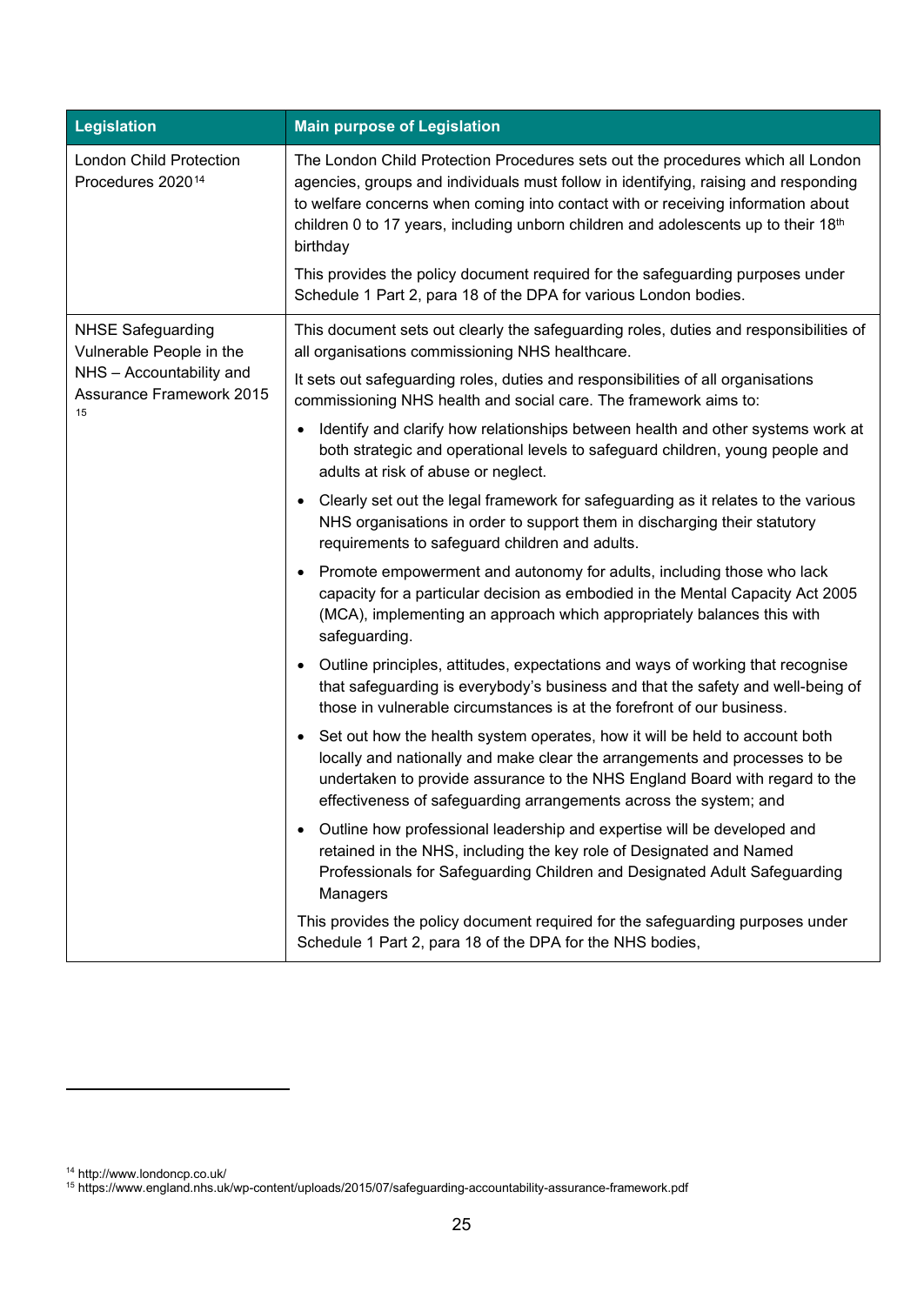| Legislation | Main purpose of Legislation |
|---|---|
| London Child Protection Procedures 2020[14] | The London Child Protection Procedures sets out the procedures which all London agencies, groups and individuals must follow in identifying, raising and responding to welfare concerns when coming into contact with or receiving information about children 0 to 17 years, including unborn children and adolescents up to their 18th birthday<br><br>This provides the policy document required for the safeguarding purposes under Schedule 1 Part 2, para 18 of the DPA for various London bodies. |
| NHSE Safeguarding Vulnerable People in the NHS – Accountability and Assurance Framework 2015[15] | This document sets out clearly the safeguarding roles, duties and responsibilities of all organisations commissioning NHS healthcare.<br><br>It sets out safeguarding roles, duties and responsibilities of all organisations commissioning NHS health and social care. The framework aims to:<br><br>• Identify and clarify how relationships between health and other systems work at both strategic and operational levels to safeguard children, young people and adults at risk of abuse or neglect.<br><br>• Clearly set out the legal framework for safeguarding as it relates to the various NHS organisations in order to support them in discharging their statutory requirements to safeguard children and adults.<br><br>• Promote empowerment and autonomy for adults, including those who lack capacity for a particular decision as embodied in the Mental Capacity Act 2005 (MCA), implementing an approach which appropriately balances this with safeguarding.<br><br>• Outline principles, attitudes, expectations and ways of working that recognise that safeguarding is everybody's business and that the safety and well-being of those in vulnerable circumstances is at the forefront of our business.<br><br>• Set out how the health system operates, how it will be held to account both locally and nationally and make clear the arrangements and processes to be undertaken to provide assurance to the NHS England Board with regard to the effectiveness of safeguarding arrangements across the system; and<br><br>• Outline how professional leadership and expertise will be developed and retained in the NHS, including the key role of Designated and Named Professionals for Safeguarding Children and Designated Adult Safeguarding Managers<br><br>This provides the policy document required for the safeguarding purposes under Schedule 1 Part 2, para 18 of the DPA for the NHS bodies, |

[14] http://www.londoncp.co.uk/
[15] https://www.england.nhs.uk/wp-content/uploads/2015/07/safeguarding-accountability-assurance-framework.pdf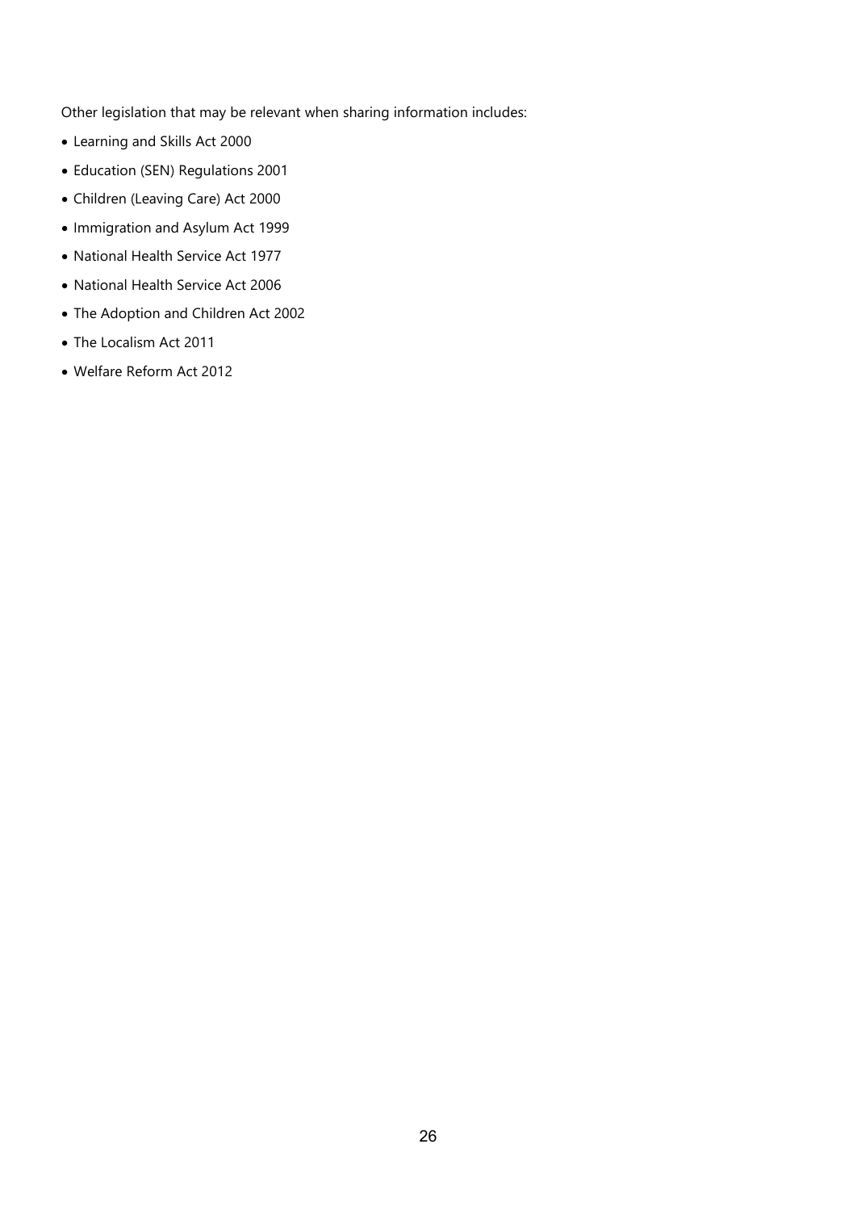Other legislation that may be relevant when sharing information includes:

- Learning and Skills Act 2000
- Education (SEN) Regulations 2001
- Children (Leaving Care) Act 2000
- Immigration and Asylum Act 1999
- National Health Service Act 1977
- National Health Service Act 2006
- The Adoption and Children Act 2002
- The Localism Act 2011
- Welfare Reform Act 2012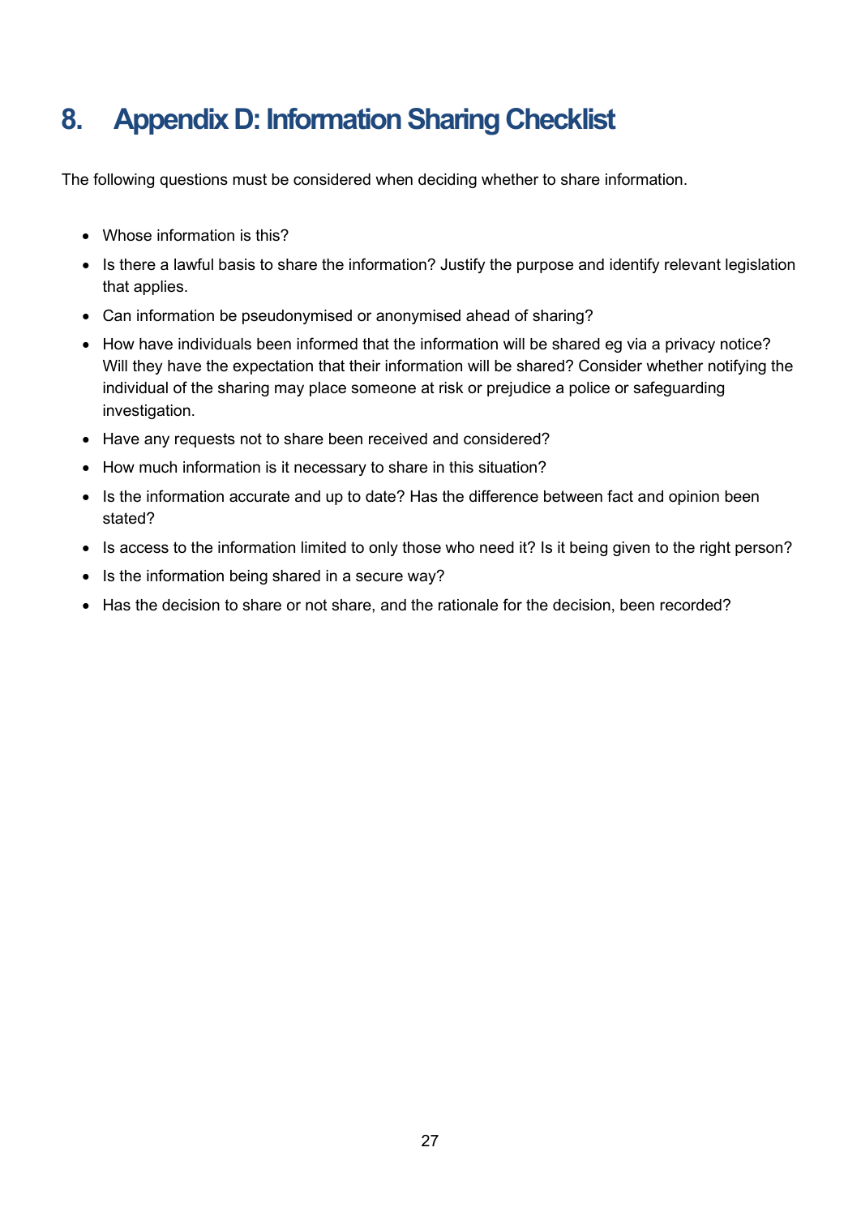# 8. Appendix D: Information Sharing Checklist

The following questions must be considered when deciding whether to share information.

- Whose information is this?
- Is there a lawful basis to share the information? Justify the purpose and identify relevant legislation that applies.
- Can information be pseudonymised or anonymised ahead of sharing?
- How have individuals been informed that the information will be shared eg via a privacy notice? Will they have the expectation that their information will be shared? Consider whether notifying the individual of the sharing may place someone at risk or prejudice a police or safeguarding investigation.
- Have any requests not to share been received and considered?
- How much information is it necessary to share in this situation?
- Is the information accurate and up to date? Has the difference between fact and opinion been stated?
- Is access to the information limited to only those who need it? Is it being given to the right person?
- Is the information being shared in a secure way?
- Has the decision to share or not share, and the rationale for the decision, been recorded?